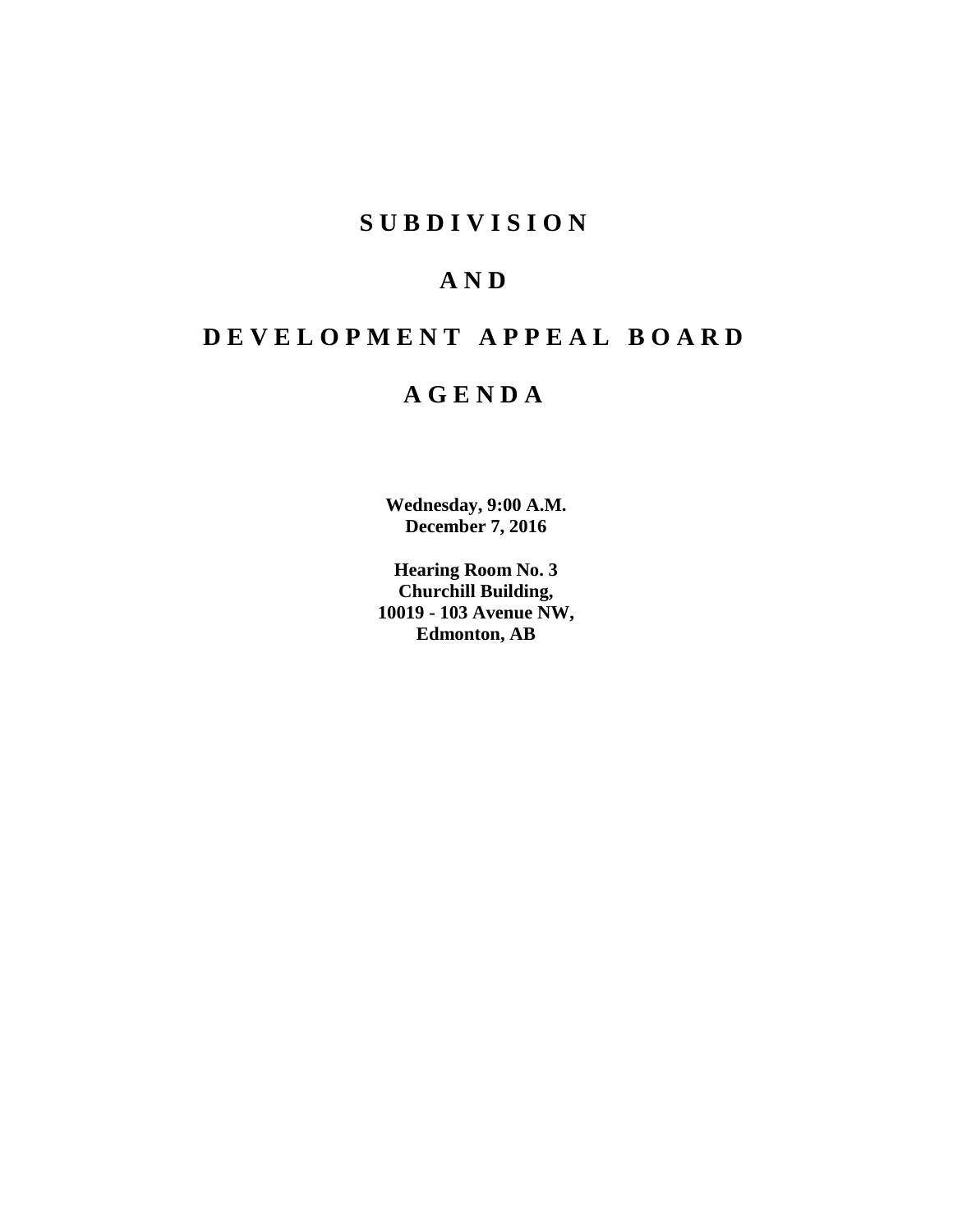# SUBDIVISION

# AND

# DEVELOPMENT APPEAL BOARD

# AGENDA

**Wednesday, 9:00 A.M.**
**December 7, 2016**

**Hearing Room No. 3**
**Churchill Building,**
**10019 - 103 Avenue NW,**
**Edmonton, AB**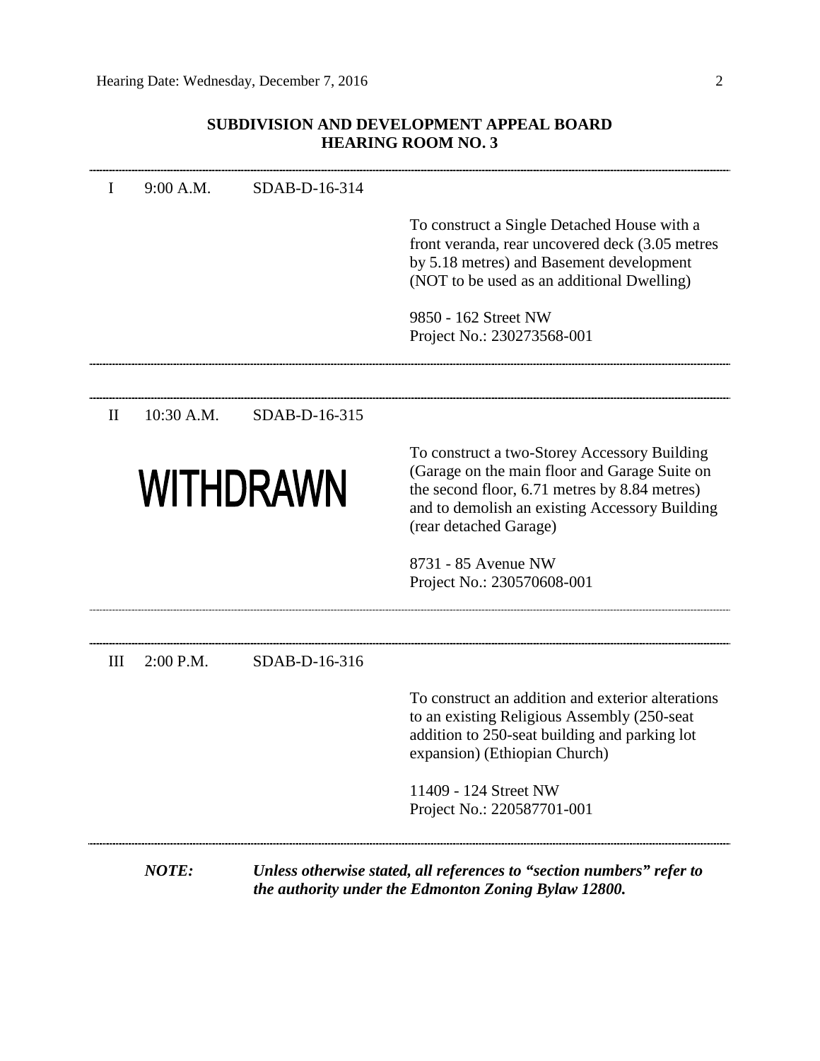## SUBDIVISION AND DEVELOPMENT APPEAL BOARD
## HEARING ROOM NO. 3

---

I 9:00 A.M. SDAB-D-16-314

To construct a Single Detached House with a front veranda, rear uncovered deck (3.05 metres by 5.18 metres) and Basement development (NOT to be used as an additional Dwelling)

9850 - 162 Street NW
Project No.: 230273568-001

---

II 10:30 A.M. SDAB-D-16-315

**WITHDRAWN**

To construct a two-Storey Accessory Building (Garage on the main floor and Garage Suite on the second floor, 6.71 metres by 8.84 metres) and to demolish an existing Accessory Building (rear detached Garage)

8731 - 85 Avenue NW
Project No.: 230570608-001

---

III 2:00 P.M. SDAB-D-16-316

To construct an addition and exterior alterations to an existing Religious Assembly (250-seat addition to 250-seat building and parking lot expansion) (Ethiopian Church)

11409 - 124 Street NW
Project No.: 220587701-001

---

***NOTE:*** ***Unless otherwise stated, all references to "section numbers" refer to the authority under the Edmonton Zoning Bylaw 12800.***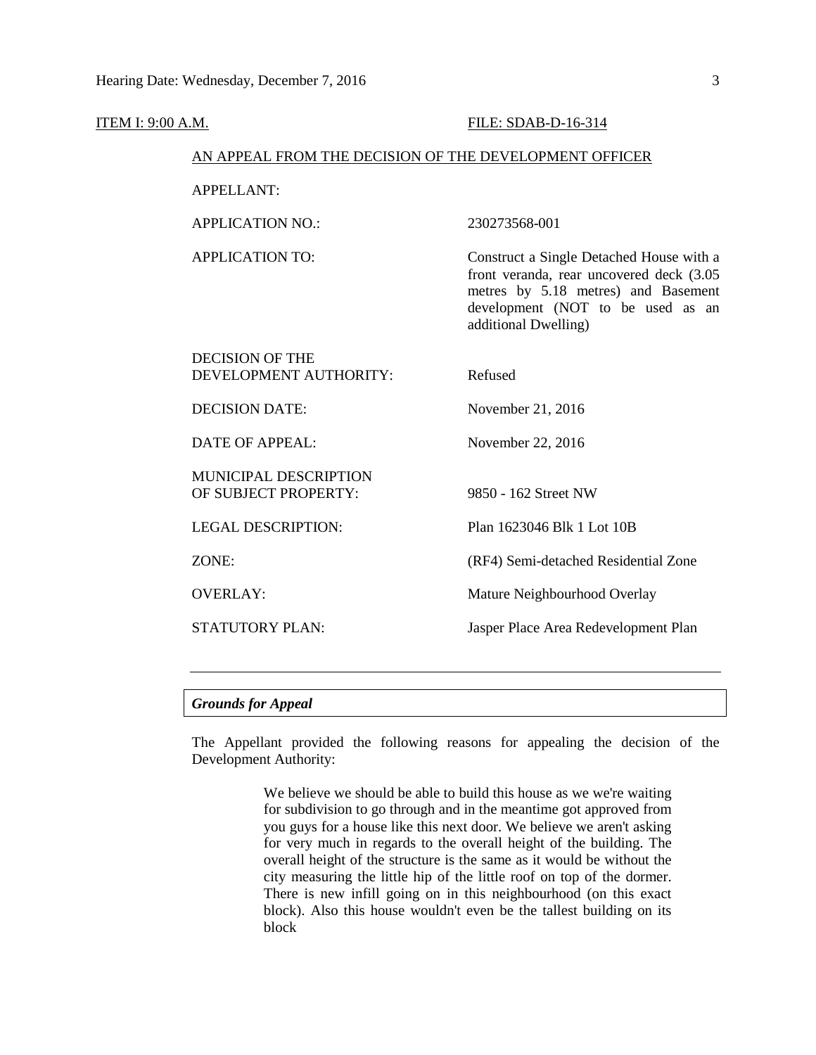ITEM I: 9:00 A.M. FILE: SDAB-D-16-314

AN APPEAL FROM THE DECISION OF THE DEVELOPMENT OFFICER

| | |
|---|---|
| APPELLANT: | |
| APPLICATION NO.: | 230273568-001 |
| APPLICATION TO: | Construct a Single Detached House with a front veranda, rear uncovered deck (3.05 metres by 5.18 metres) and Basement development (NOT to be used as an additional Dwelling) |
| DECISION OF THE DEVELOPMENT AUTHORITY: | Refused |
| DECISION DATE: | November 21, 2016 |
| DATE OF APPEAL: | November 22, 2016 |
| MUNICIPAL DESCRIPTION OF SUBJECT PROPERTY: | 9850 - 162 Street NW |
| LEGAL DESCRIPTION: | Plan 1623046 Blk 1 Lot 10B |
| ZONE: | (RF4) Semi-detached Residential Zone |
| OVERLAY: | Mature Neighbourhood Overlay |
| STATUTORY PLAN: | Jasper Place Area Redevelopment Plan |

---

### *Grounds for Appeal*

The Appellant provided the following reasons for appealing the decision of the Development Authority:

> We believe we should be able to build this house as we we're waiting for subdivision to go through and in the meantime got approved from you guys for a house like this next door. We believe we aren't asking for very much in regards to the overall height of the building. The overall height of the structure is the same as it would be without the city measuring the little hip of the little roof on top of the dormer. There is new infill going on in this neighbourhood (on this exact block). Also this house wouldn't even be the tallest building on its block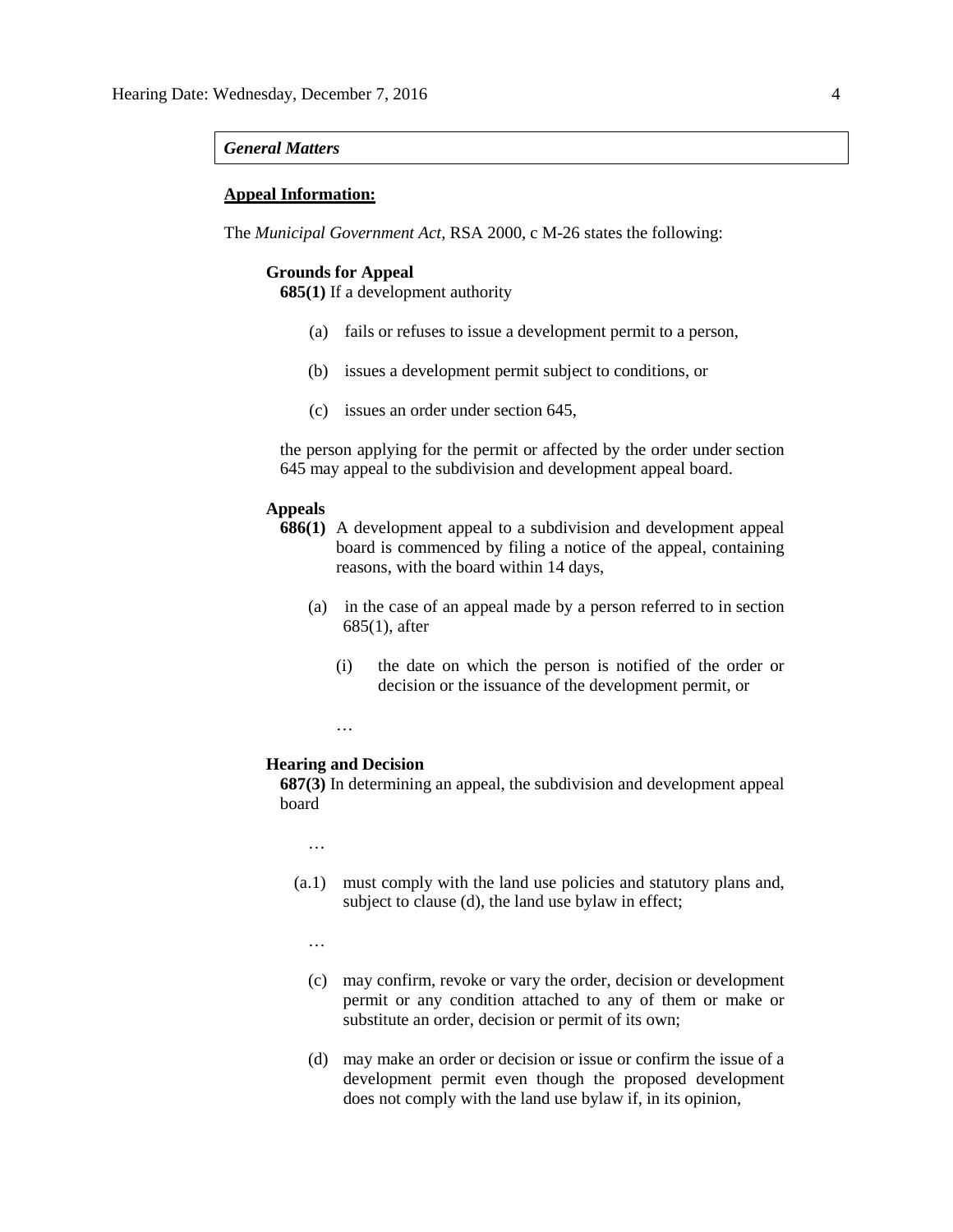***General Matters***

**Appeal Information:**

The *Municipal Government Act*, RSA 2000, c M-26 states the following:

**Grounds for Appeal**

**685(1)** If a development authority

(a) fails or refuses to issue a development permit to a person,

(b) issues a development permit subject to conditions, or

(c) issues an order under section 645,

the person applying for the permit or affected by the order under section 645 may appeal to the subdivision and development appeal board.

**Appeals**

**686(1)** A development appeal to a subdivision and development appeal board is commenced by filing a notice of the appeal, containing reasons, with the board within 14 days,

(a) in the case of an appeal made by a person referred to in section 685(1), after

(i) the date on which the person is notified of the order or decision or the issuance of the development permit, or

…

**Hearing and Decision**

**687(3)** In determining an appeal, the subdivision and development appeal board

…

(a.1) must comply with the land use policies and statutory plans and, subject to clause (d), the land use bylaw in effect;

…

(c) may confirm, revoke or vary the order, decision or development permit or any condition attached to any of them or make or substitute an order, decision or permit of its own;

(d) may make an order or decision or issue or confirm the issue of a development permit even though the proposed development does not comply with the land use bylaw if, in its opinion,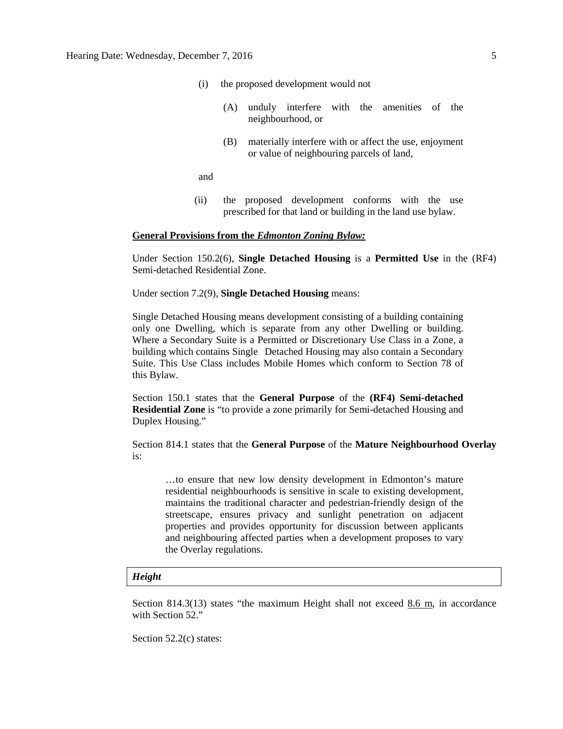(i) the proposed development would not

(A) unduly interfere with the amenities of the neighbourhood, or

(B) materially interfere with or affect the use, enjoyment or value of neighbouring parcels of land,

and

(ii) the proposed development conforms with the use prescribed for that land or building in the land use bylaw.

**General Provisions from the *Edmonton Zoning Bylaw:***

Under Section 150.2(6), **Single Detached Housing** is a **Permitted Use** in the (RF4) Semi-detached Residential Zone.

Under section 7.2(9), **Single Detached Housing** means:

Single Detached Housing means development consisting of a building containing only one Dwelling, which is separate from any other Dwelling or building. Where a Secondary Suite is a Permitted or Discretionary Use Class in a Zone, a building which contains Single Detached Housing may also contain a Secondary Suite. This Use Class includes Mobile Homes which conform to Section 78 of this Bylaw.

Section 150.1 states that the **General Purpose** of the **(RF4) Semi-detached Residential Zone** is "to provide a zone primarily for Semi-detached Housing and Duplex Housing."

Section 814.1 states that the **General Purpose** of the **Mature Neighbourhood Overlay** is:

> …to ensure that new low density development in Edmonton's mature residential neighbourhoods is sensitive in scale to existing development, maintains the traditional character and pedestrian-friendly design of the streetscape, ensures privacy and sunlight penetration on adjacent properties and provides opportunity for discussion between applicants and neighbouring affected parties when a development proposes to vary the Overlay regulations.

***Height***

Section 814.3(13) states "the maximum Height shall not exceed 8.6 m, in accordance with Section 52."

Section 52.2(c) states: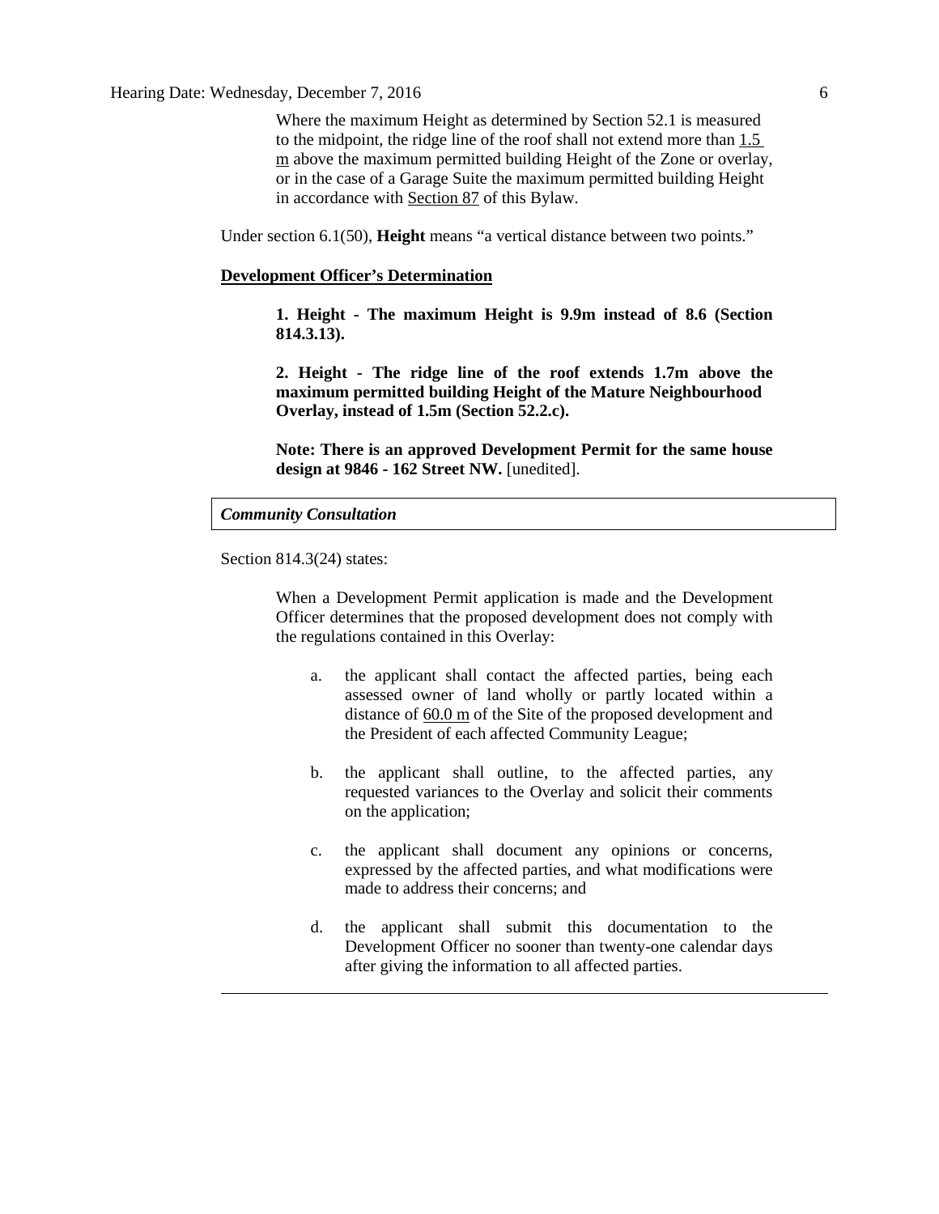> Where the maximum Height as determined by Section 52.1 is measured to the midpoint, the ridge line of the roof shall not extend more than 1.5 m above the maximum permitted building Height of the Zone or overlay, or in the case of a Garage Suite the maximum permitted building Height in accordance with Section 87 of this Bylaw.

Under section 6.1(50), **Height** means "a vertical distance between two points."

**Development Officer's Determination**

> **1. Height - The maximum Height is 9.9m instead of 8.6 (Section 814.3.13).**
>
> **2. Height - The ridge line of the roof extends 1.7m above the maximum permitted building Height of the Mature Neighbourhood Overlay, instead of 1.5m (Section 52.2.c).**
>
> **Note: There is an approved Development Permit for the same house design at 9846 - 162 Street NW.** [unedited].

***Community Consultation***

Section 814.3(24) states:

> When a Development Permit application is made and the Development Officer determines that the proposed development does not comply with the regulations contained in this Overlay:
>
> a. the applicant shall contact the affected parties, being each assessed owner of land wholly or partly located within a distance of 60.0 m of the Site of the proposed development and the President of each affected Community League;
>
> b. the applicant shall outline, to the affected parties, any requested variances to the Overlay and solicit their comments on the application;
>
> c. the applicant shall document any opinions or concerns, expressed by the affected parties, and what modifications were made to address their concerns; and
>
> d. the applicant shall submit this documentation to the Development Officer no sooner than twenty-one calendar days after giving the information to all affected parties.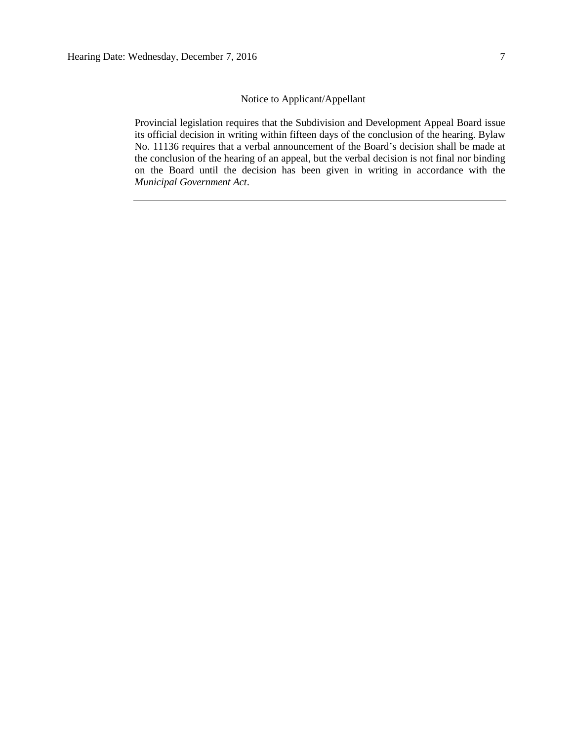<u>Notice to Applicant/Appellant</u>

Provincial legislation requires that the Subdivision and Development Appeal Board issue its official decision in writing within fifteen days of the conclusion of the hearing. Bylaw No. 11136 requires that a verbal announcement of the Board's decision shall be made at the conclusion of the hearing of an appeal, but the verbal decision is not final nor binding on the Board until the decision has been given in writing in accordance with the *Municipal Government Act*.

---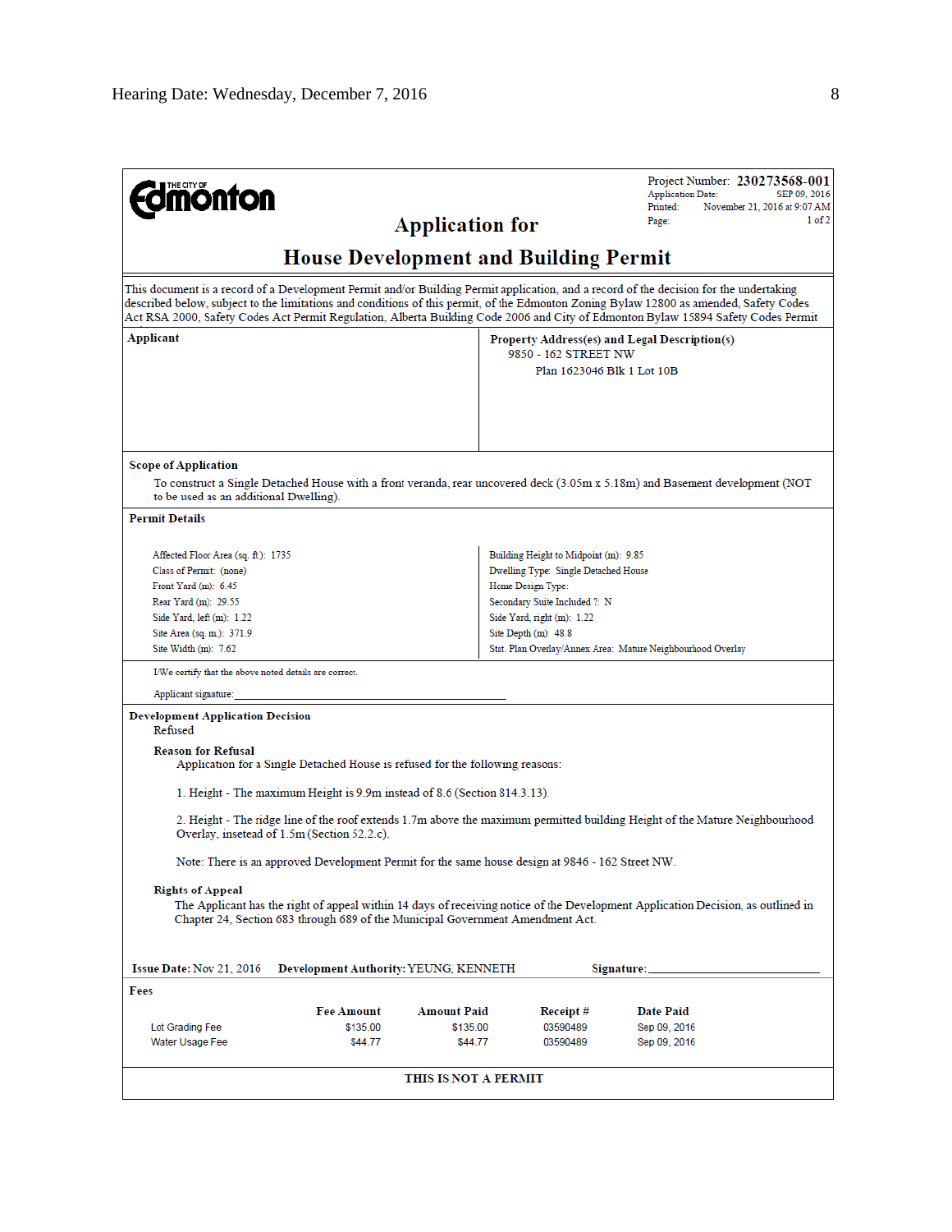**THE CITY OF Edmonton**

Project Number: **230273568-001**
Application Date: SEP 09, 2016
Printed: November 21, 2016 at 9:07 AM
Page: 1 of 2

# Application for

# House Development and Building Permit

This document is a record of a Development Permit and/or Building Permit application, and a record of the decision for the undertaking described below, subject to the limitations and conditions of this permit, of the Edmonton Zoning Bylaw 12800 as amended, Safety Codes Act RSA 2000, Safety Codes Act Permit Regulation, Alberta Building Code 2006 and City of Edmonton Bylaw 15894 Safety Codes Permit

**Applicant**

**Property Address(es) and Legal Description(s)**
9850 - 162 STREET NW
Plan 1623046 Blk 1 Lot 10B

**Scope of Application**

To construct a Single Detached House with a front veranda, rear uncovered deck (3.05m x 5.18m) and Basement development (NOT to be used as an additional Dwelling).

**Permit Details**

| | |
|---|---|
| Affected Floor Area (sq. ft.): 1735 | Building Height to Midpoint (m): 9.85 |
| Class of Permit: (none) | Dwelling Type: Single Detached House |
| Front Yard (m): 6.45 | Home Design Type: |
| Rear Yard (m): 29.55 | Secondary Suite Included ?: N |
| Side Yard, left (m): 1.22 | Side Yard, right (m): 1.22 |
| Site Area (sq. m.): 371.9 | Site Depth (m): 48.8 |
| Site Width (m): 7.62 | Stat. Plan Overlay/Annex Area: Mature Neighbourhood Overlay |

I/We certify that the above noted details are correct.

Applicant signature:_______________________________

**Development Application Decision**
Refused

**Reason for Refusal**
Application for a Single Detached House is refused for the following reasons:

1. Height - The maximum Height is 9.9m instead of 8.6 (Section 814.3.13).

2. Height - The ridge line of the roof extends 1.7m above the maximum permitted building Height of the Mature Neighbourhood Overlay, insetead of 1.5m (Section 52.2.c).

Note: There is an approved Development Permit for the same house design at 9846 - 162 Street NW.

**Rights of Appeal**
The Applicant has the right of appeal within 14 days of receiving notice of the Development Application Decision, as outlined in Chapter 24, Section 683 through 689 of the Municipal Government Amendment Act.

**Issue Date:** Nov 21, 2016 **Development Authority:** YEUNG, KENNETH **Signature:**_______________________

**Fees**

| | Fee Amount | Amount Paid | Receipt # | Date Paid |
|---|---|---|---|---|
| Lot Grading Fee | $135.00 | $135.00 | 03590489 | Sep 09, 2016 |
| Water Usage Fee | $44.77 | $44.77 | 03590489 | Sep 09, 2016 |

**THIS IS NOT A PERMIT**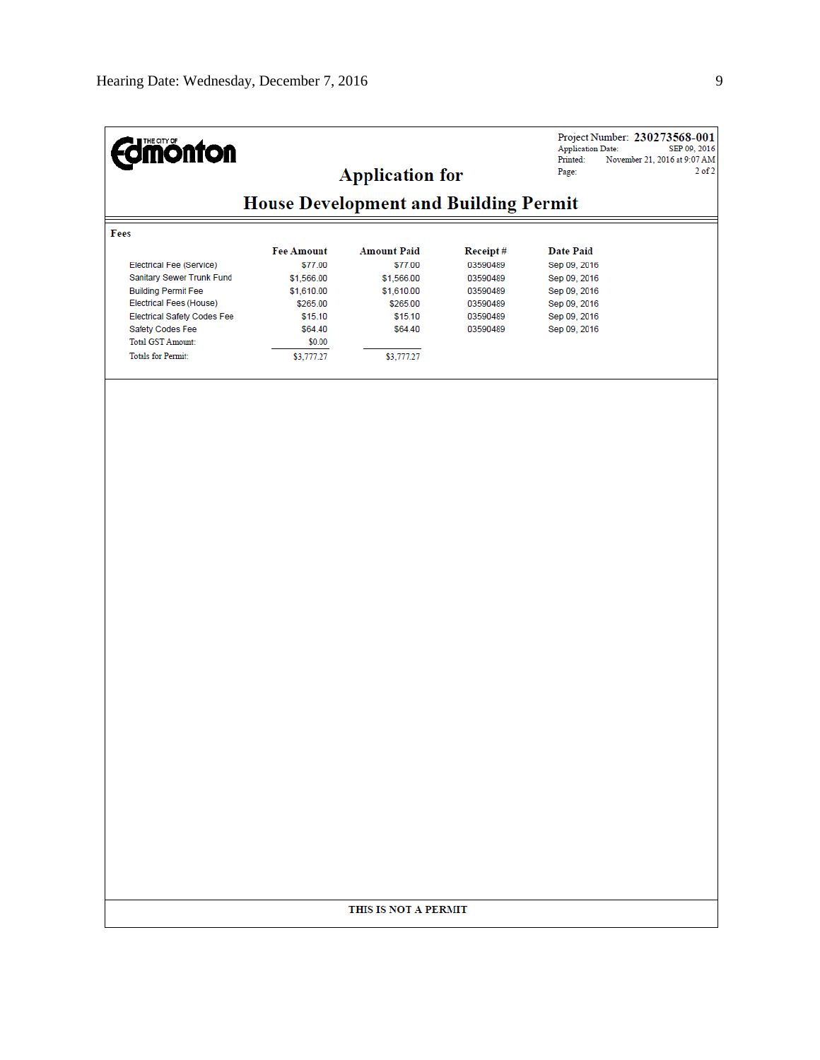**THE CITY OF Edmonton**

Project Number: **230273568-001**
Application Date: SEP 09, 2016
Printed: November 21, 2016 at 9:07 AM
Page: 2 of 2

# Application for

# House Development and Building Permit

**Fees**

| | Fee Amount | Amount Paid | Receipt # | Date Paid |
|---|---|---|---|---|
| Electrical Fee (Service) | $77.00 | $77.00 | 03590489 | Sep 09, 2016 |
| Sanitary Sewer Trunk Fund | $1,566.00 | $1,566.00 | 03590489 | Sep 09, 2016 |
| Building Permit Fee | $1,610.00 | $1,610.00 | 03590489 | Sep 09, 2016 |
| Electrical Fees (House) | $265.00 | $265.00 | 03590489 | Sep 09, 2016 |
| Electrical Safety Codes Fee | $15.10 | $15.10 | 03590489 | Sep 09, 2016 |
| Safety Codes Fee | $64.40 | $64.40 | 03590489 | Sep 09, 2016 |
| Total GST Amount: | $0.00 | | | |
| Totals for Permit: | $3,777.27 | $3,777.27 | | |

**THIS IS NOT A PERMIT**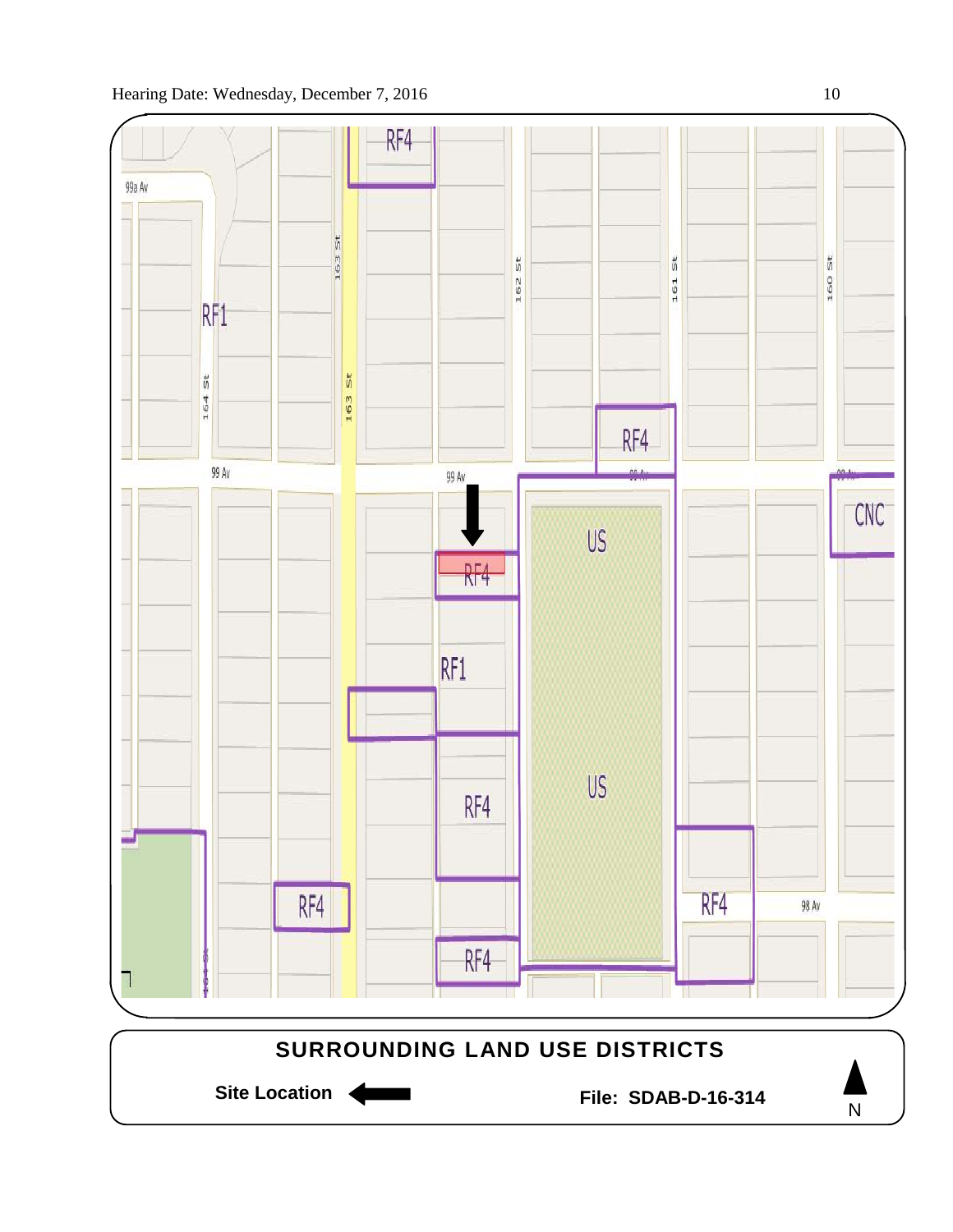RF4

99a Av

163 St

162 St

161 St

160 St

RF1

164 St

163 St

RF4

99 Av

99 Av

99 Av

99 Av

US

CNC

RF4

RF1

US

RF4

RF4

RF4

98 Av

RF4

**SURROUNDING LAND USE DISTRICTS**

**Site Location**

**File: SDAB-D-16-314**

N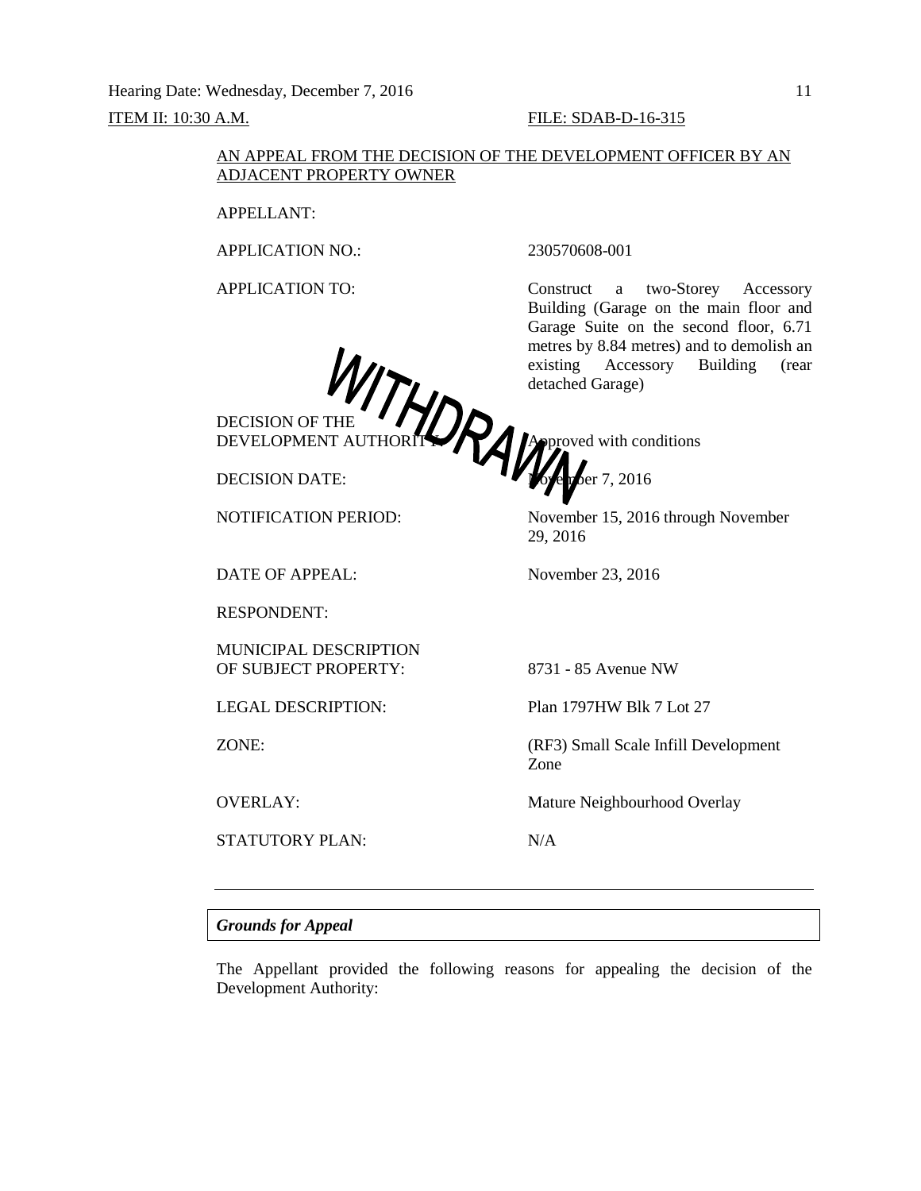Hearing Date: Wednesday, December 7, 2016

ITEM II: 10:30 A.M. FILE: SDAB-D-16-315

AN APPEAL FROM THE DECISION OF THE DEVELOPMENT OFFICER BY AN ADJACENT PROPERTY OWNER

WITHDRAWN

| | |
|---|---|
| APPELLANT: | |
| APPLICATION NO.: | 230570608-001 |
| APPLICATION TO: | Construct a two-Storey Accessory Building (Garage on the main floor and Garage Suite on the second floor, 6.71 metres by 8.84 metres) and to demolish an existing Accessory Building (rear detached Garage) |
| DECISION OF THE DEVELOPMENT AUTHORITY: | Approved with conditions |
| DECISION DATE: | November 7, 2016 |
| NOTIFICATION PERIOD: | November 15, 2016 through November 29, 2016 |
| DATE OF APPEAL: | November 23, 2016 |
| RESPONDENT: | |
| MUNICIPAL DESCRIPTION OF SUBJECT PROPERTY: | 8731 - 85 Avenue NW |
| LEGAL DESCRIPTION: | Plan 1797HW Blk 7 Lot 27 |
| ZONE: | (RF3) Small Scale Infill Development Zone |
| OVERLAY: | Mature Neighbourhood Overlay |
| STATUTORY PLAN: | N/A |

---

***Grounds for Appeal***

The Appellant provided the following reasons for appealing the decision of the Development Authority: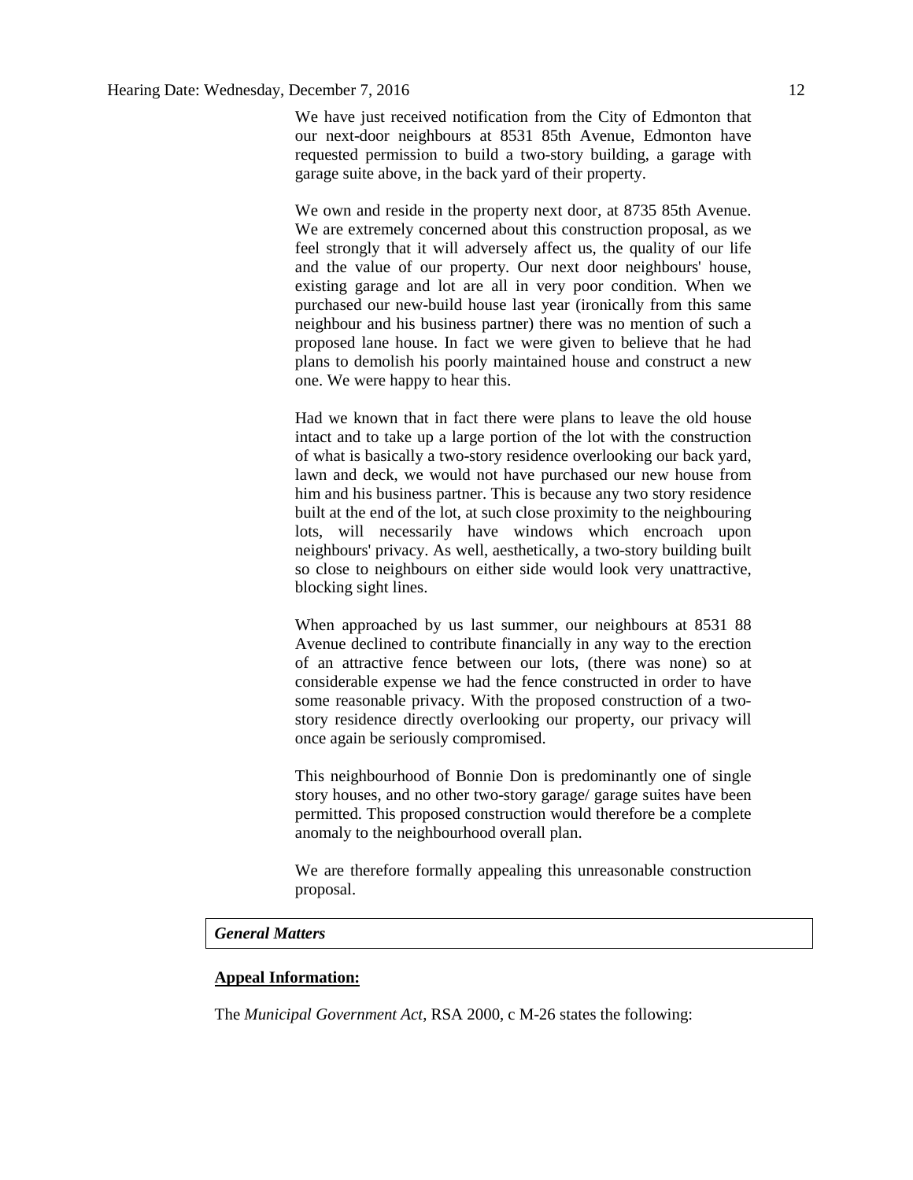We have just received notification from the City of Edmonton that our next-door neighbours at 8531 85th Avenue, Edmonton have requested permission to build a two-story building, a garage with garage suite above, in the back yard of their property.

We own and reside in the property next door, at 8735 85th Avenue. We are extremely concerned about this construction proposal, as we feel strongly that it will adversely affect us, the quality of our life and the value of our property. Our next door neighbours' house, existing garage and lot are all in very poor condition. When we purchased our new-build house last year (ironically from this same neighbour and his business partner) there was no mention of such a proposed lane house. In fact we were given to believe that he had plans to demolish his poorly maintained house and construct a new one. We were happy to hear this.

Had we known that in fact there were plans to leave the old house intact and to take up a large portion of the lot with the construction of what is basically a two-story residence overlooking our back yard, lawn and deck, we would not have purchased our new house from him and his business partner. This is because any two story residence built at the end of the lot, at such close proximity to the neighbouring lots, will necessarily have windows which encroach upon neighbours' privacy. As well, aesthetically, a two-story building built so close to neighbours on either side would look very unattractive, blocking sight lines.

When approached by us last summer, our neighbours at 8531 88 Avenue declined to contribute financially in any way to the erection of an attractive fence between our lots, (there was none) so at considerable expense we had the fence constructed in order to have some reasonable privacy. With the proposed construction of a two-story residence directly overlooking our property, our privacy will once again be seriously compromised.

This neighbourhood of Bonnie Don is predominantly one of single story houses, and no other two-story garage/ garage suites have been permitted. This proposed construction would therefore be a complete anomaly to the neighbourhood overall plan.

We are therefore formally appealing this unreasonable construction proposal.

***General Matters***

**Appeal Information:**

The *Municipal Government Act*, RSA 2000, c M-26 states the following: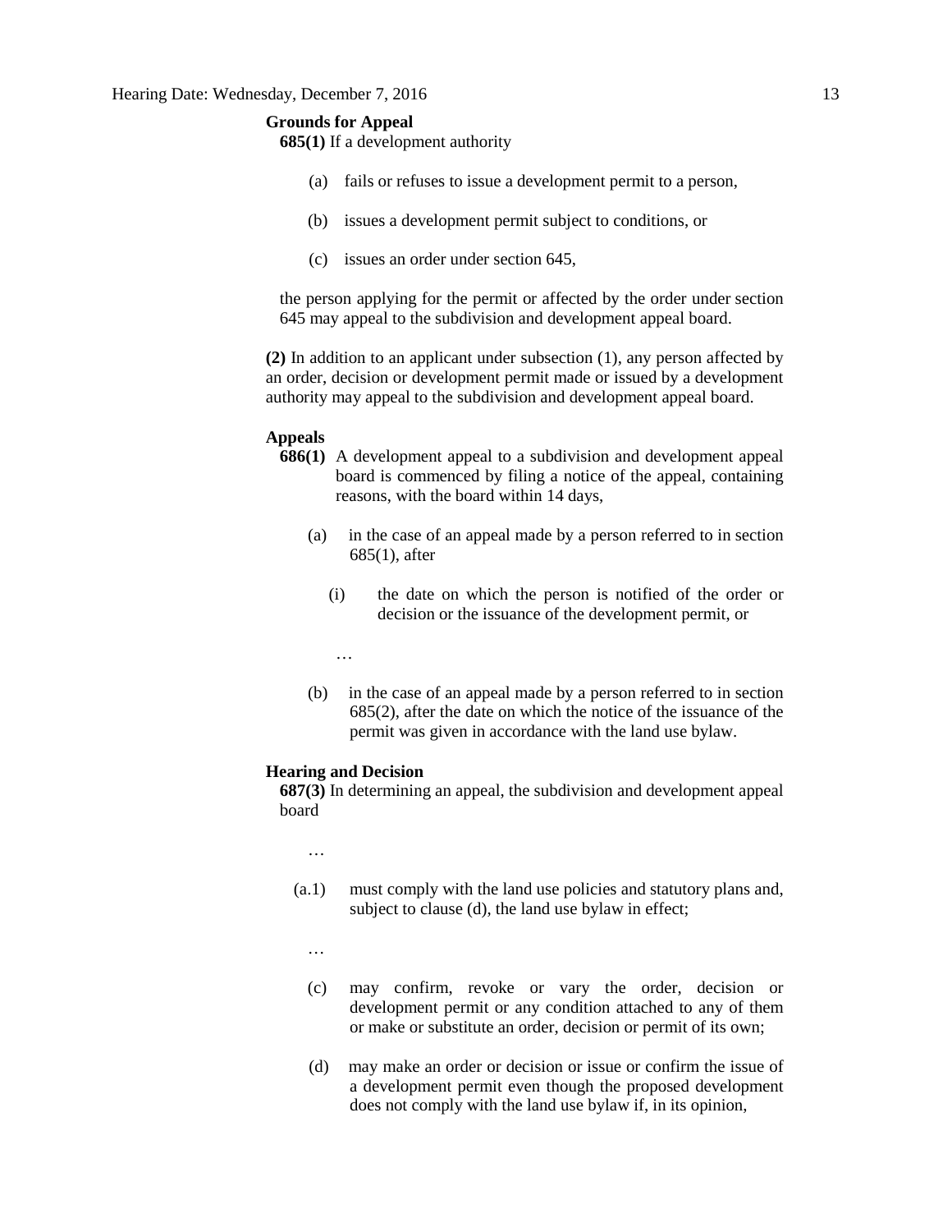**Grounds for Appeal**

**685(1)** If a development authority

(a) fails or refuses to issue a development permit to a person,

(b) issues a development permit subject to conditions, or

(c) issues an order under section 645,

the person applying for the permit or affected by the order under section 645 may appeal to the subdivision and development appeal board.

**(2)** In addition to an applicant under subsection (1), any person affected by an order, decision or development permit made or issued by a development authority may appeal to the subdivision and development appeal board.

**Appeals**

**686(1)** A development appeal to a subdivision and development appeal board is commenced by filing a notice of the appeal, containing reasons, with the board within 14 days,

(a) in the case of an appeal made by a person referred to in section 685(1), after

(i) the date on which the person is notified of the order or decision or the issuance of the development permit, or

…

(b) in the case of an appeal made by a person referred to in section 685(2), after the date on which the notice of the issuance of the permit was given in accordance with the land use bylaw.

**Hearing and Decision**

**687(3)** In determining an appeal, the subdivision and development appeal board

…

(a.1) must comply with the land use policies and statutory plans and, subject to clause (d), the land use bylaw in effect;

…

(c) may confirm, revoke or vary the order, decision or development permit or any condition attached to any of them or make or substitute an order, decision or permit of its own;

(d) may make an order or decision or issue or confirm the issue of a development permit even though the proposed development does not comply with the land use bylaw if, in its opinion,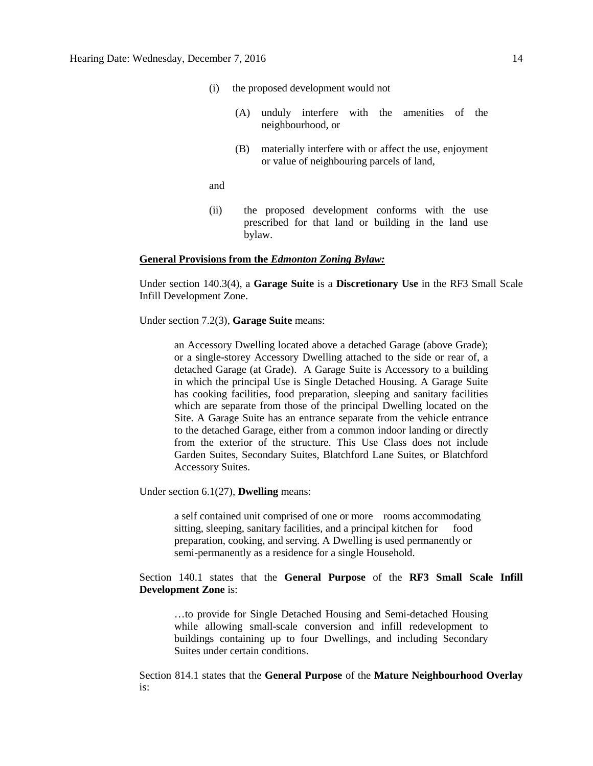(i) the proposed development would not

(A) unduly interfere with the amenities of the neighbourhood, or

(B) materially interfere with or affect the use, enjoyment or value of neighbouring parcels of land,

and

(ii) the proposed development conforms with the use prescribed for that land or building in the land use bylaw.

**General Provisions from the *Edmonton Zoning Bylaw:***

Under section 140.3(4), a **Garage Suite** is a **Discretionary Use** in the RF3 Small Scale Infill Development Zone.

Under section 7.2(3), **Garage Suite** means:

> an Accessory Dwelling located above a detached Garage (above Grade); or a single-storey Accessory Dwelling attached to the side or rear of, a detached Garage (at Grade). A Garage Suite is Accessory to a building in which the principal Use is Single Detached Housing. A Garage Suite has cooking facilities, food preparation, sleeping and sanitary facilities which are separate from those of the principal Dwelling located on the Site. A Garage Suite has an entrance separate from the vehicle entrance to the detached Garage, either from a common indoor landing or directly from the exterior of the structure. This Use Class does not include Garden Suites, Secondary Suites, Blatchford Lane Suites, or Blatchford Accessory Suites.

Under section 6.1(27), **Dwelling** means:

> a self contained unit comprised of one or more rooms accommodating sitting, sleeping, sanitary facilities, and a principal kitchen for food preparation, cooking, and serving. A Dwelling is used permanently or semi-permanently as a residence for a single Household.

Section 140.1 states that the **General Purpose** of the **RF3 Small Scale Infill Development Zone** is:

> …to provide for Single Detached Housing and Semi-detached Housing while allowing small-scale conversion and infill redevelopment to buildings containing up to four Dwellings, and including Secondary Suites under certain conditions.

Section 814.1 states that the **General Purpose** of the **Mature Neighbourhood Overlay** is: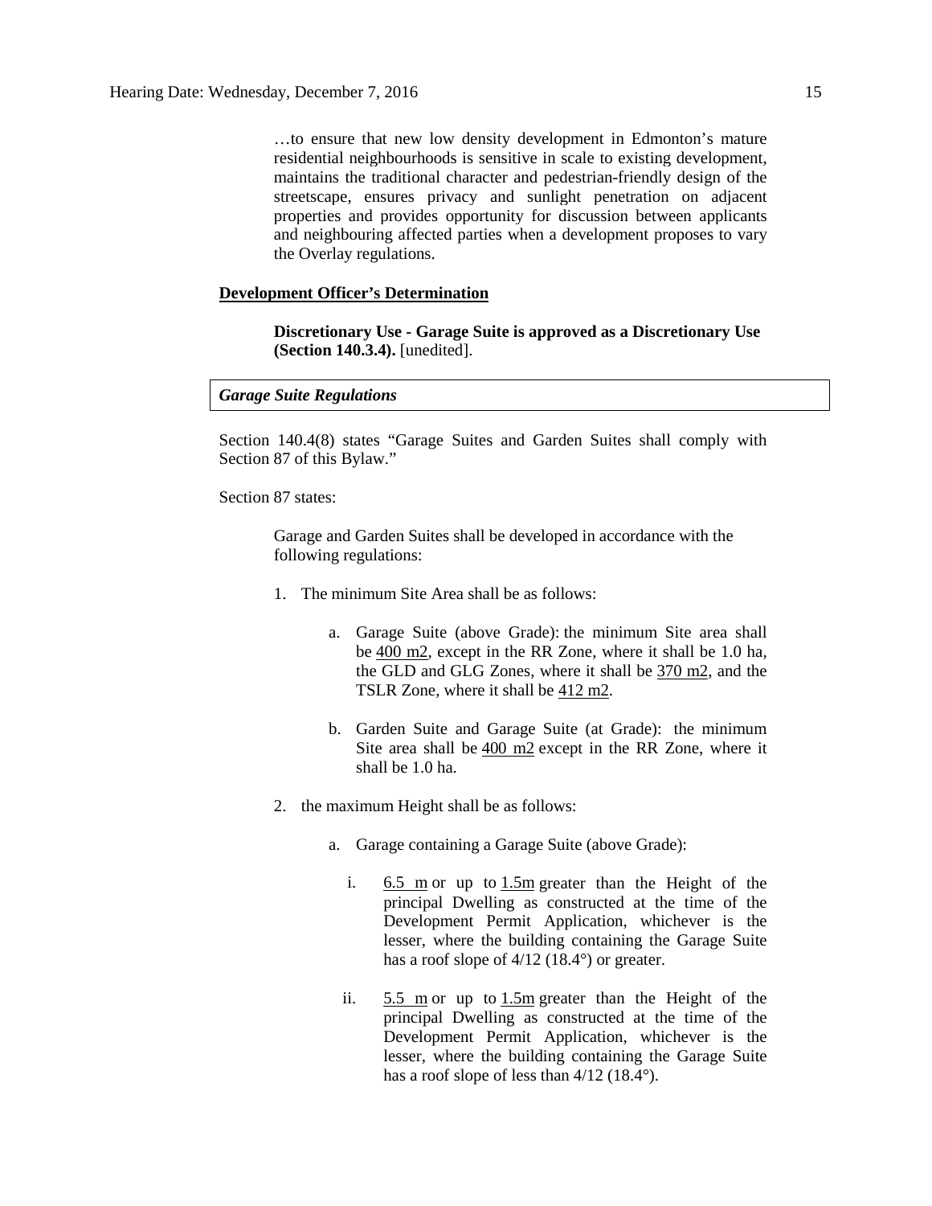…to ensure that new low density development in Edmonton's mature residential neighbourhoods is sensitive in scale to existing development, maintains the traditional character and pedestrian-friendly design of the streetscape, ensures privacy and sunlight penetration on adjacent properties and provides opportunity for discussion between applicants and neighbouring affected parties when a development proposes to vary the Overlay regulations.

**Development Officer's Determination**

> **Discretionary Use - Garage Suite is approved as a Discretionary Use (Section 140.3.4).** [unedited].

***Garage Suite Regulations***

Section 140.4(8) states "Garage Suites and Garden Suites shall comply with Section 87 of this Bylaw."

Section 87 states:

> Garage and Garden Suites shall be developed in accordance with the following regulations:
>
> 1. The minimum Site Area shall be as follows:
>
>    a. Garage Suite (above Grade): the minimum Site area shall be 400 m2, except in the RR Zone, where it shall be 1.0 ha, the GLD and GLG Zones, where it shall be 370 m2, and the TSLR Zone, where it shall be 412 m2.
>
>    b. Garden Suite and Garage Suite (at Grade): the minimum Site area shall be 400 m2 except in the RR Zone, where it shall be 1.0 ha.
>
> 2. the maximum Height shall be as follows:
>
>    a. Garage containing a Garage Suite (above Grade):
>
>       i. 6.5 m or up to 1.5m greater than the Height of the principal Dwelling as constructed at the time of the Development Permit Application, whichever is the lesser, where the building containing the Garage Suite has a roof slope of 4/12 (18.4°) or greater.
>
>       ii. 5.5 m or up to 1.5m greater than the Height of the principal Dwelling as constructed at the time of the Development Permit Application, whichever is the lesser, where the building containing the Garage Suite has a roof slope of less than 4/12 (18.4°).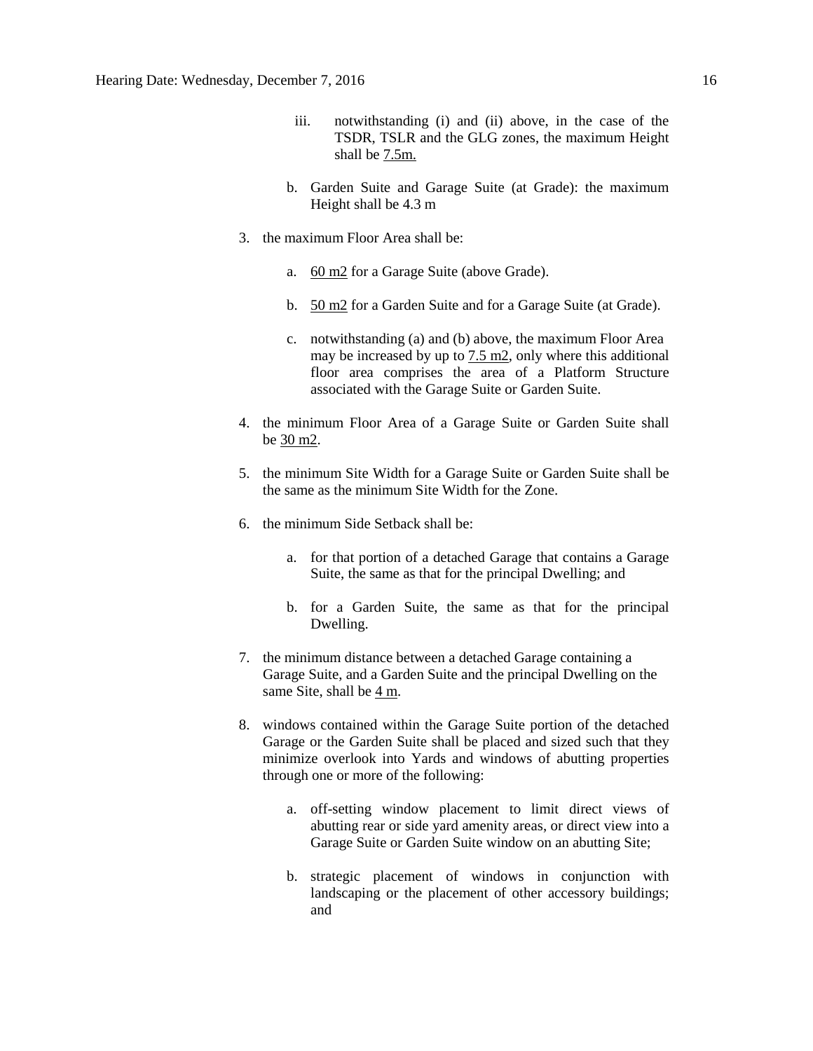iii. notwithstanding (i) and (ii) above, in the case of the TSDR, TSLR and the GLG zones, the maximum Height shall be 7.5m.

b. Garden Suite and Garage Suite (at Grade): the maximum Height shall be 4.3 m

3. the maximum Floor Area shall be:

    a. 60 m2 for a Garage Suite (above Grade).

    b. 50 m2 for a Garden Suite and for a Garage Suite (at Grade).

    c. notwithstanding (a) and (b) above, the maximum Floor Area may be increased by up to 7.5 m2, only where this additional floor area comprises the area of a Platform Structure associated with the Garage Suite or Garden Suite.

4. the minimum Floor Area of a Garage Suite or Garden Suite shall be 30 m2.

5. the minimum Site Width for a Garage Suite or Garden Suite shall be the same as the minimum Site Width for the Zone.

6. the minimum Side Setback shall be:

    a. for that portion of a detached Garage that contains a Garage Suite, the same as that for the principal Dwelling; and

    b. for a Garden Suite, the same as that for the principal Dwelling.

7. the minimum distance between a detached Garage containing a Garage Suite, and a Garden Suite and the principal Dwelling on the same Site, shall be 4 m.

8. windows contained within the Garage Suite portion of the detached Garage or the Garden Suite shall be placed and sized such that they minimize overlook into Yards and windows of abutting properties through one or more of the following:

    a. off-setting window placement to limit direct views of abutting rear or side yard amenity areas, or direct view into a Garage Suite or Garden Suite window on an abutting Site;

    b. strategic placement of windows in conjunction with landscaping or the placement of other accessory buildings; and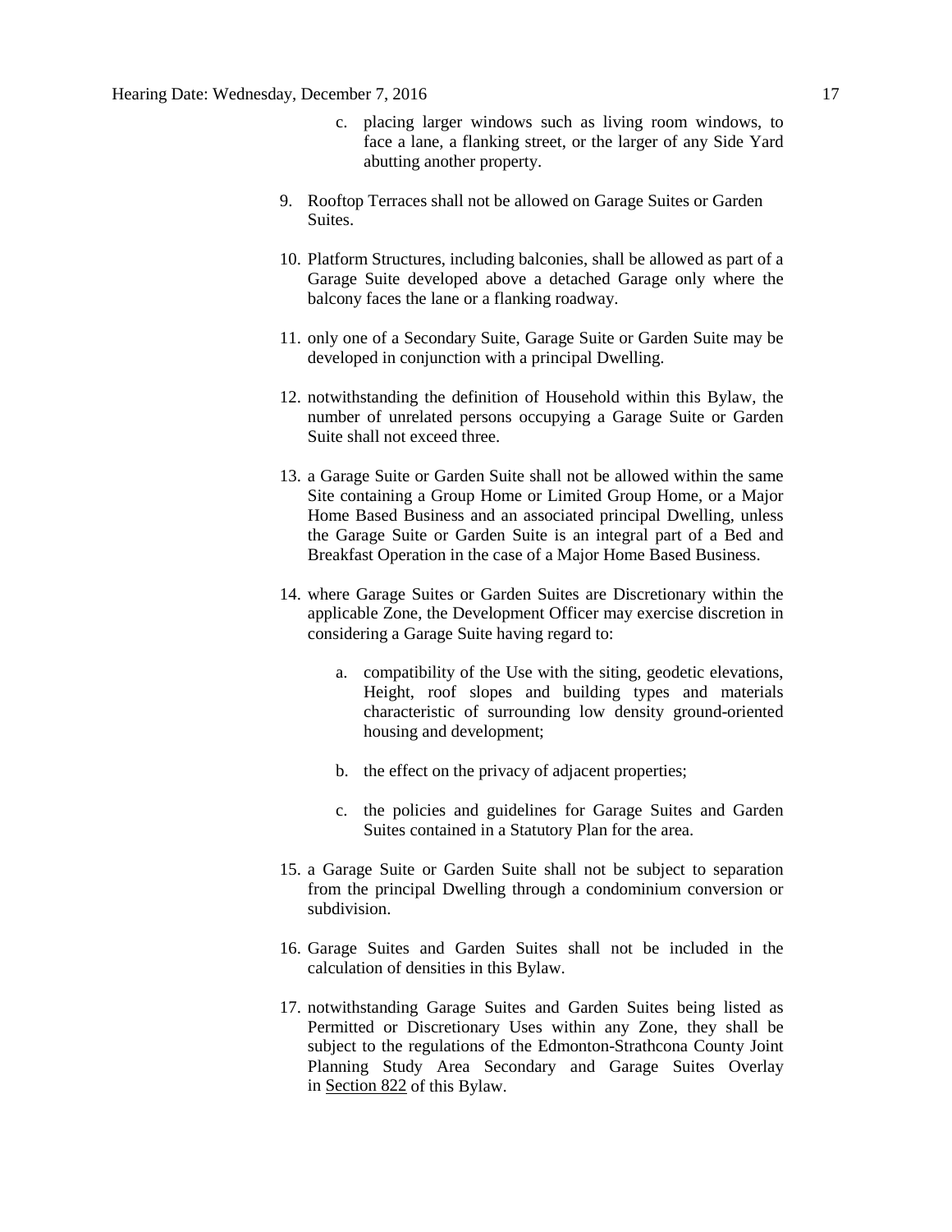c. placing larger windows such as living room windows, to face a lane, a flanking street, or the larger of any Side Yard abutting another property.

9. Rooftop Terraces shall not be allowed on Garage Suites or Garden Suites.

10. Platform Structures, including balconies, shall be allowed as part of a Garage Suite developed above a detached Garage only where the balcony faces the lane or a flanking roadway.

11. only one of a Secondary Suite, Garage Suite or Garden Suite may be developed in conjunction with a principal Dwelling.

12. notwithstanding the definition of Household within this Bylaw, the number of unrelated persons occupying a Garage Suite or Garden Suite shall not exceed three.

13. a Garage Suite or Garden Suite shall not be allowed within the same Site containing a Group Home or Limited Group Home, or a Major Home Based Business and an associated principal Dwelling, unless the Garage Suite or Garden Suite is an integral part of a Bed and Breakfast Operation in the case of a Major Home Based Business.

14. where Garage Suites or Garden Suites are Discretionary within the applicable Zone, the Development Officer may exercise discretion in considering a Garage Suite having regard to:

    a. compatibility of the Use with the siting, geodetic elevations, Height, roof slopes and building types and materials characteristic of surrounding low density ground-oriented housing and development;

    b. the effect on the privacy of adjacent properties;

    c. the policies and guidelines for Garage Suites and Garden Suites contained in a Statutory Plan for the area.

15. a Garage Suite or Garden Suite shall not be subject to separation from the principal Dwelling through a condominium conversion or subdivision.

16. Garage Suites and Garden Suites shall not be included in the calculation of densities in this Bylaw.

17. notwithstanding Garage Suites and Garden Suites being listed as Permitted or Discretionary Uses within any Zone, they shall be subject to the regulations of the Edmonton-Strathcona County Joint Planning Study Area Secondary and Garage Suites Overlay in Section 822 of this Bylaw.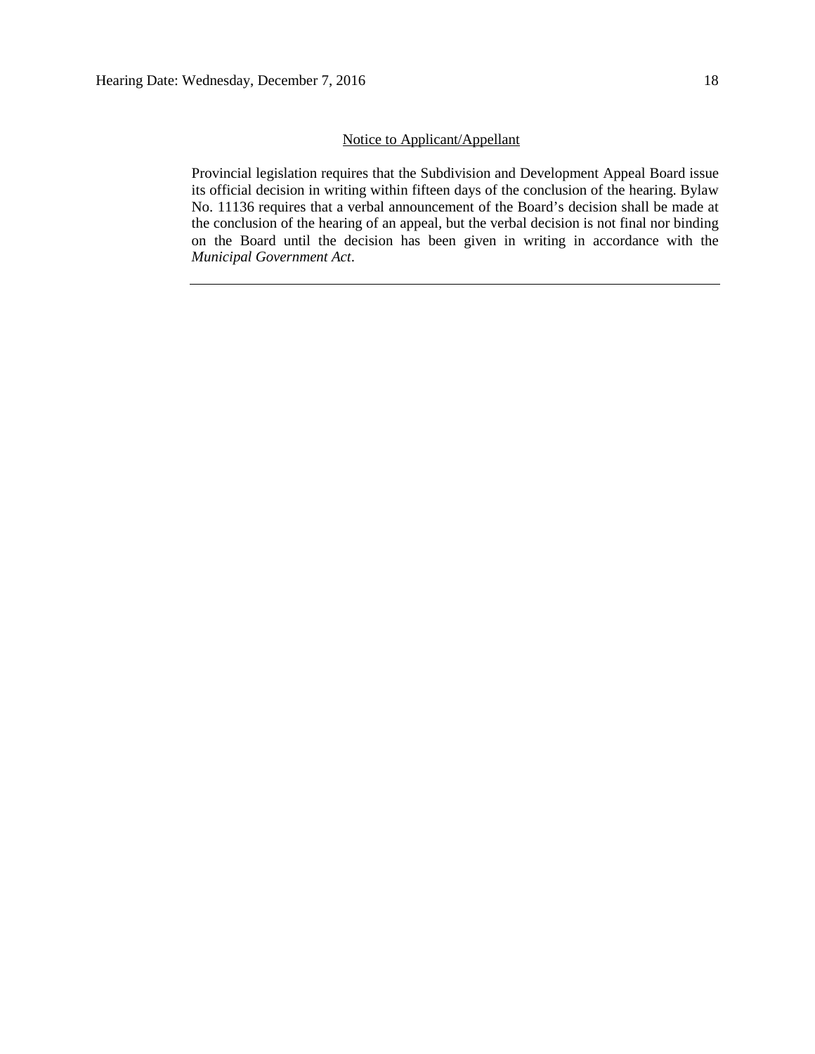Notice to Applicant/Appellant

Provincial legislation requires that the Subdivision and Development Appeal Board issue its official decision in writing within fifteen days of the conclusion of the hearing. Bylaw No. 11136 requires that a verbal announcement of the Board's decision shall be made at the conclusion of the hearing of an appeal, but the verbal decision is not final nor binding on the Board until the decision has been given in writing in accordance with the *Municipal Government Act*.

---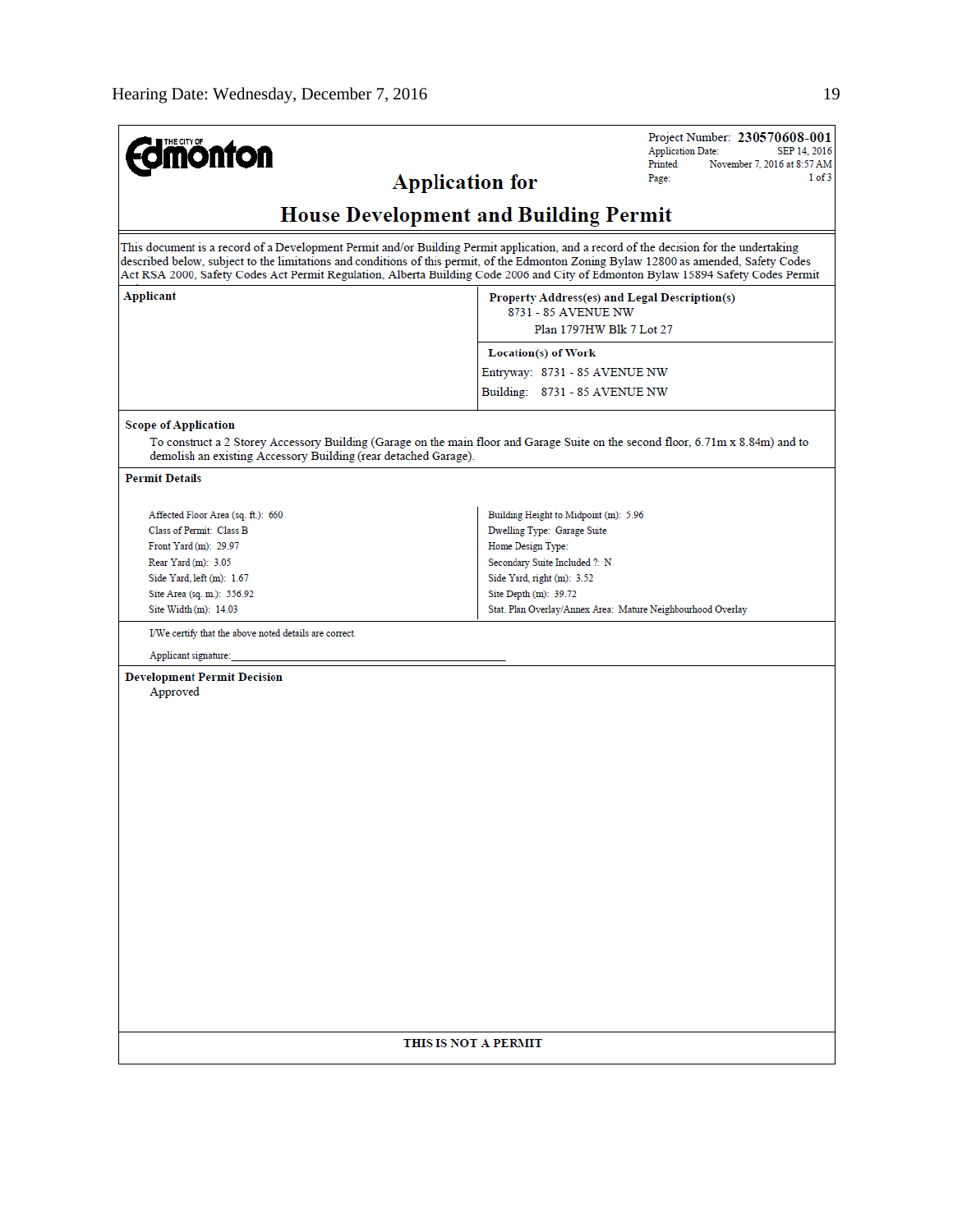Edmonton

Project Number: **230570608-001**
Application Date: SEP 14, 2016
Printed: November 7, 2016 at 8:57 AM
Page: 1 of 3

# Application for

# House Development and Building Permit

This document is a record of a Development Permit and/or Building Permit application, and a record of the decision for the undertaking described below, subject to the limitations and conditions of this permit, of the Edmonton Zoning Bylaw 12800 as amended, Safety Codes Act RSA 2000, Safety Codes Act Permit Regulation, Alberta Building Code 2006 and City of Edmonton Bylaw 15894 Safety Codes Permit

| **Applicant** | **Property Address(es) and Legal Description(s)** |
| --- | --- |
| | 8731 - 85 AVENUE NW<br>Plan 1797HW Blk 7 Lot 27 |
| | **Location(s) of Work** |
| | Entryway: 8731 - 85 AVENUE NW<br>Building: 8731 - 85 AVENUE NW |

**Scope of Application**

To construct a 2 Storey Accessory Building (Garage on the main floor and Garage Suite on the second floor, 6.71m x 8.84m) and to demolish an existing Accessory Building (rear detached Garage).

**Permit Details**

| | |
| --- | --- |
| Affected Floor Area (sq. ft.): 660 | Building Height to Midpoint (m): 5.96 |
| Class of Permit: Class B | Dwelling Type: Garage Suite |
| Front Yard (m): 29.97 | Home Design Type: |
| Rear Yard (m): 3.05 | Secondary Suite Included ?: N |
| Side Yard, left (m): 1.67 | Side Yard, right (m): 3.52 |
| Site Area (sq. m.): 556.92 | Site Depth (m): 39.72 |
| Site Width (m): 14.03 | Stat. Plan Overlay/Annex Area: Mature Neighbourhood Overlay |

I/We certify that the above noted details are correct.

Applicant signature:_______________________________________________

**Development Permit Decision**

Approved

**THIS IS NOT A PERMIT**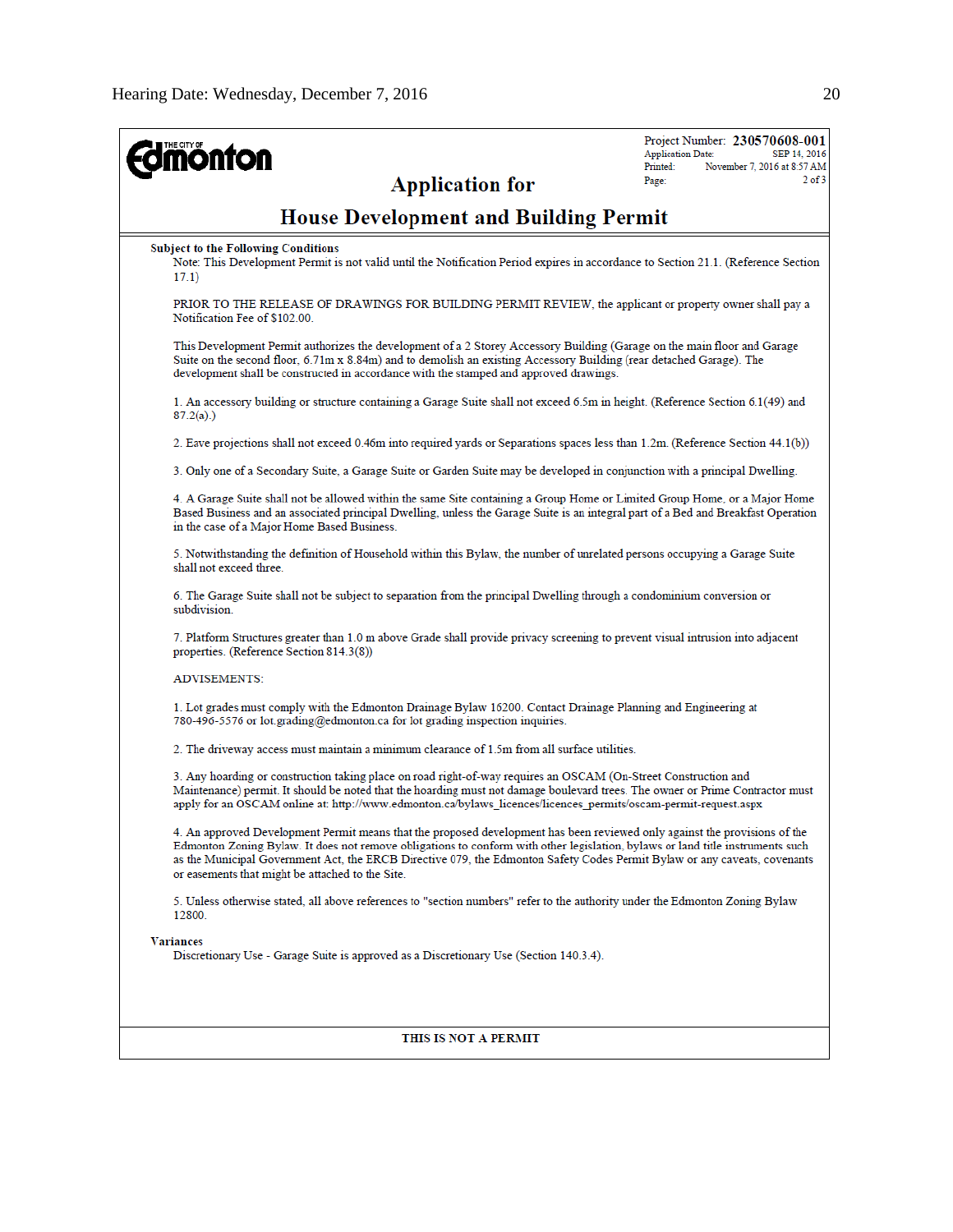| The City of Edmonton | Application for House Development and Building Permit | Project Number: **230570608-001** Application Date: SEP 14, 2016 Printed: November 7, 2016 at 8:57 AM Page: 2 of 3 |
|---|---|---|

**Subject to the Following Conditions**

Note: This Development Permit is not valid until the Notification Period expires in accordance to Section 21.1. (Reference Section 17.1)

PRIOR TO THE RELEASE OF DRAWINGS FOR BUILDING PERMIT REVIEW, the applicant or property owner shall pay a Notification Fee of $102.00.

This Development Permit authorizes the development of a 2 Storey Accessory Building (Garage on the main floor and Garage Suite on the second floor, 6.71m x 8.84m) and to demolish an existing Accessory Building (rear detached Garage). The development shall be constructed in accordance with the stamped and approved drawings.

1. An accessory building or structure containing a Garage Suite shall not exceed 6.5m in height. (Reference Section 6.1(49) and 87.2(a).)

2. Eave projections shall not exceed 0.46m into required yards or Separations spaces less than 1.2m. (Reference Section 44.1(b))

3. Only one of a Secondary Suite, a Garage Suite or Garden Suite may be developed in conjunction with a principal Dwelling.

4. A Garage Suite shall not be allowed within the same Site containing a Group Home or Limited Group Home, or a Major Home Based Business and an associated principal Dwelling, unless the Garage Suite is an integral part of a Bed and Breakfast Operation in the case of a Major Home Based Business.

5. Notwithstanding the definition of Household within this Bylaw, the number of unrelated persons occupying a Garage Suite shall not exceed three.

6. The Garage Suite shall not be subject to separation from the principal Dwelling through a condominium conversion or subdivision.

7. Platform Structures greater than 1.0 m above Grade shall provide privacy screening to prevent visual intrusion into adjacent properties. (Reference Section 814.3(8))

ADVISEMENTS:

1. Lot grades must comply with the Edmonton Drainage Bylaw 16200. Contact Drainage Planning and Engineering at 780-496-5576 or lot.grading@edmonton.ca for lot grading inspection inquiries.

2. The driveway access must maintain a minimum clearance of 1.5m from all surface utilities.

3. Any hoarding or construction taking place on road right-of-way requires an OSCAM (On-Street Construction and Maintenance) permit. It should be noted that the hoarding must not damage boulevard trees. The owner or Prime Contractor must apply for an OSCAM online at: http://www.edmonton.ca/bylaws_licences/licences_permits/oscam-permit-request.aspx

4. An approved Development Permit means that the proposed development has been reviewed only against the provisions of the Edmonton Zoning Bylaw. It does not remove obligations to conform with other legislation, bylaws or land title instruments such as the Municipal Government Act, the ERCB Directive 079, the Edmonton Safety Codes Permit Bylaw or any caveats, covenants or easements that might be attached to the Site.

5. Unless otherwise stated, all above references to "section numbers" refer to the authority under the Edmonton Zoning Bylaw 12800.

**Variances**

Discretionary Use - Garage Suite is approved as a Discretionary Use (Section 140.3.4).

**THIS IS NOT A PERMIT**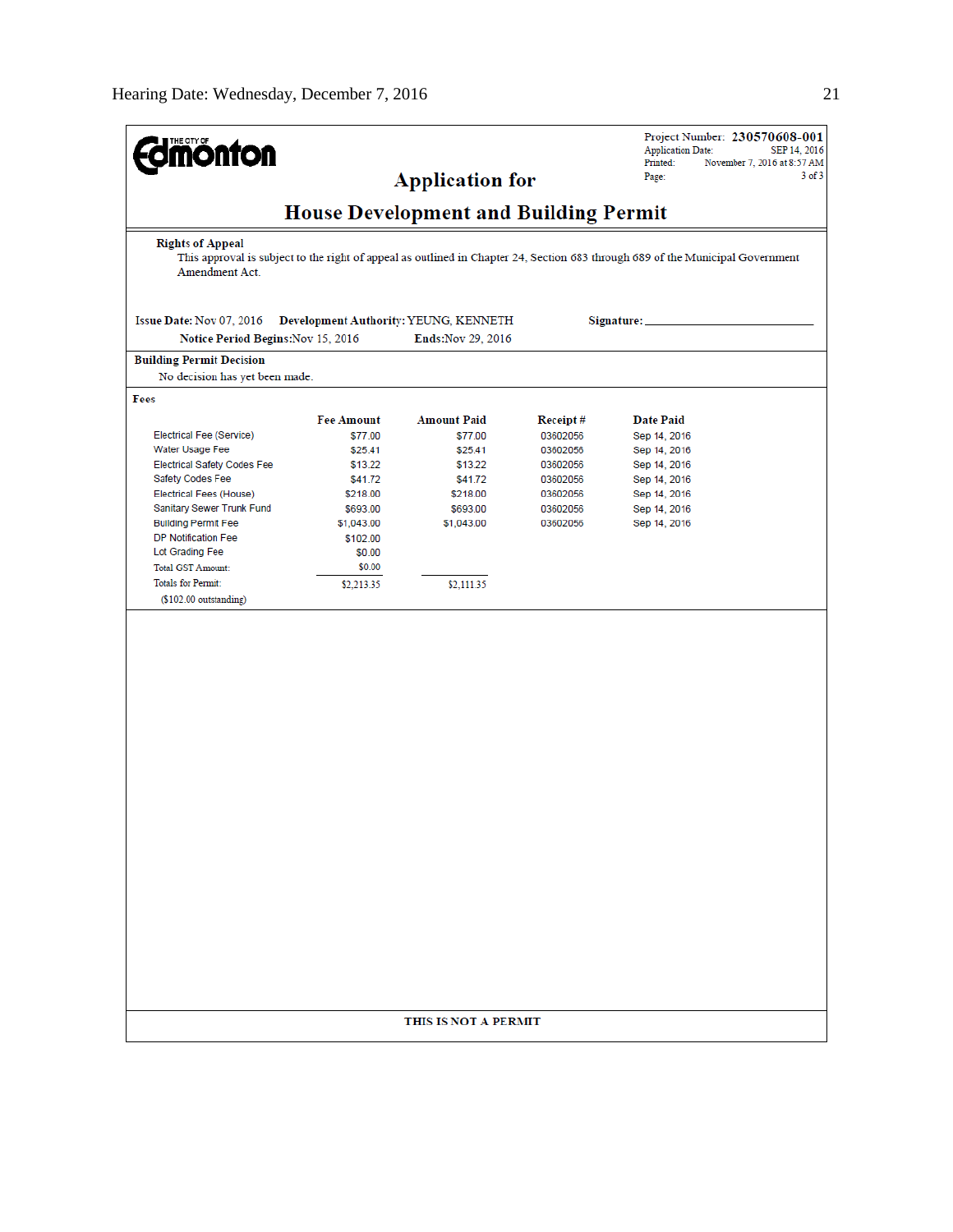Project Number: **230570608-001**
Application Date: SEP 14, 2016
Printed: November 7, 2016 at 8:57 AM
Page: 3 of 3

# Application for

# House Development and Building Permit

**Rights of Appeal**

This approval is subject to the right of appeal as outlined in Chapter 24, Section 683 through 689 of the Municipal Government Amendment Act.

**Issue Date:** Nov 07, 2016 **Development Authority:** YEUNG, KENNETH **Signature:** ___________________________

**Notice Period Begins:** Nov 15, 2016 **Ends:** Nov 29, 2016

**Building Permit Decision**

No decision has yet been made.

**Fees**

| | Fee Amount | Amount Paid | Receipt # | Date Paid |
|---|---|---|---|---|
| Electrical Fee (Service) | $77.00 | $77.00 | 03602056 | Sep 14, 2016 |
| Water Usage Fee | $25.41 | $25.41 | 03602056 | Sep 14, 2016 |
| Electrical Safety Codes Fee | $13.22 | $13.22 | 03602056 | Sep 14, 2016 |
| Safety Codes Fee | $41.72 | $41.72 | 03602056 | Sep 14, 2016 |
| Electrical Fees (House) | $218.00 | $218.00 | 03602056 | Sep 14, 2016 |
| Sanitary Sewer Trunk Fund | $693.00 | $693.00 | 03602056 | Sep 14, 2016 |
| Building Permit Fee | $1,043.00 | $1,043.00 | 03602056 | Sep 14, 2016 |
| DP Notification Fee | $102.00 | | | |
| Lot Grading Fee | $0.00 | | | |
| Total GST Amount: | $0.00 | | | |
| Totals for Permit: | $2,213.35 | $2,111.35 | | |
| ($102.00 outstanding) | | | | |

**THIS IS NOT A PERMIT**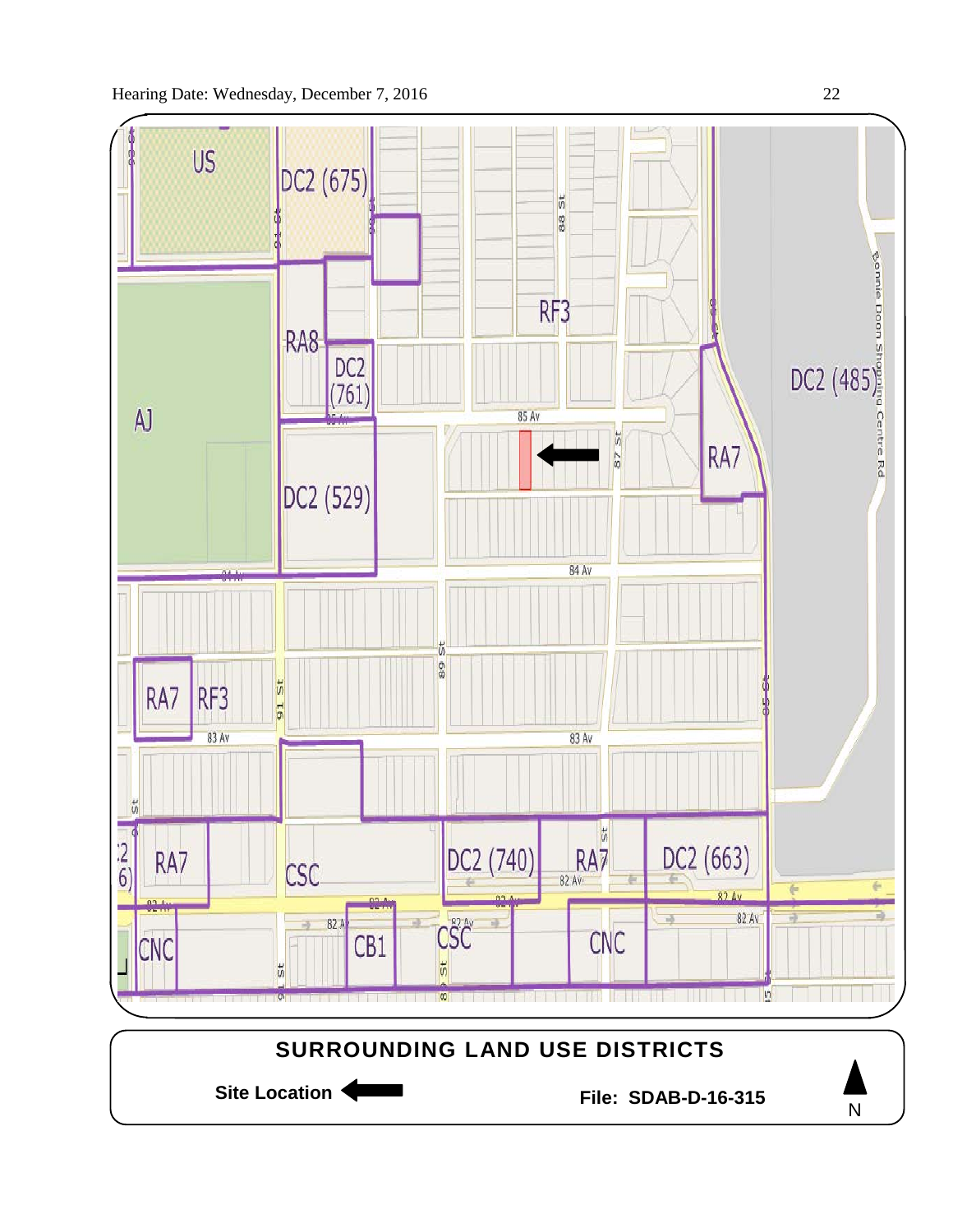US

DC2 (675)

RF3

RA8

DC2 (761)

85 Av

AJ

DC2 (529)

RA7

DC2 (485)

Bonnie Doon Shopping Centre Rd

84 Av

RA7 RF3

83 Av

RA7

CSC

DC2 (740)

RA7

DC2 (663)

82 Av

CNC

CB1

CSC

CNC

91 St

89 St

88 St

87 St

85 St

## SURROUNDING LAND USE DISTRICTS

**Site Location** ⬅

**File: SDAB-D-16-315**

N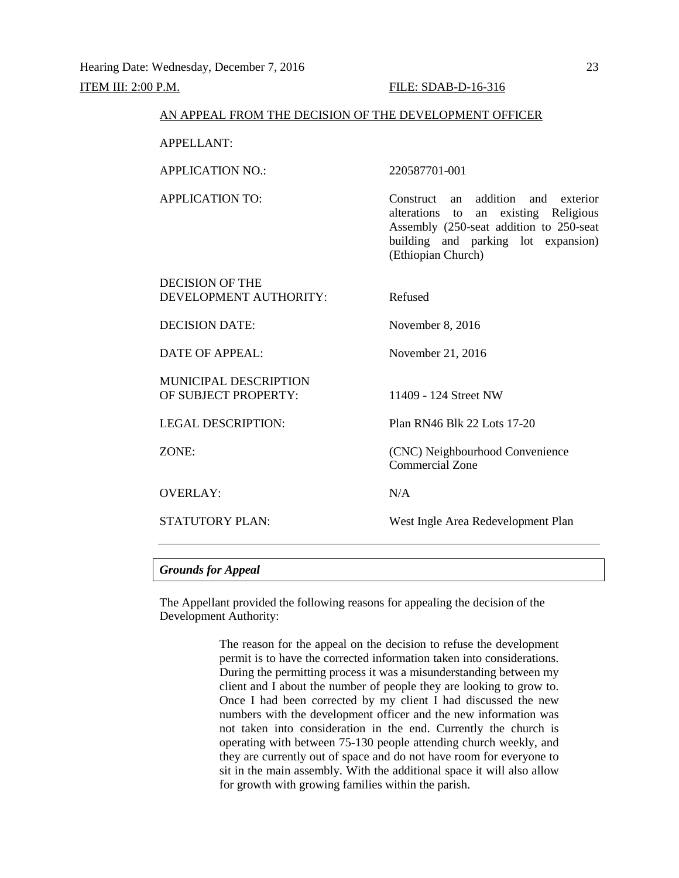Hearing Date: Wednesday, December 7, 2016

ITEM III: 2:00 P.M. FILE: SDAB-D-16-316

AN APPEAL FROM THE DECISION OF THE DEVELOPMENT OFFICER

| | |
|---|---|
| APPELLANT: | |
| APPLICATION NO.: | 220587701-001 |
| APPLICATION TO: | Construct an addition and exterior alterations to an existing Religious Assembly (250-seat addition to 250-seat building and parking lot expansion) (Ethiopian Church) |
| DECISION OF THE DEVELOPMENT AUTHORITY: | Refused |
| DECISION DATE: | November 8, 2016 |
| DATE OF APPEAL: | November 21, 2016 |
| MUNICIPAL DESCRIPTION OF SUBJECT PROPERTY: | 11409 - 124 Street NW |
| LEGAL DESCRIPTION: | Plan RN46 Blk 22 Lots 17-20 |
| ZONE: | (CNC) Neighbourhood Convenience Commercial Zone |
| OVERLAY: | N/A |
| STATUTORY PLAN: | West Ingle Area Redevelopment Plan |

---

***Grounds for Appeal***

The Appellant provided the following reasons for appealing the decision of the Development Authority:

> The reason for the appeal on the decision to refuse the development permit is to have the corrected information taken into considerations. During the permitting process it was a misunderstanding between my client and I about the number of people they are looking to grow to. Once I had been corrected by my client I had discussed the new numbers with the development officer and the new information was not taken into consideration in the end. Currently the church is operating with between 75-130 people attending church weekly, and they are currently out of space and do not have room for everyone to sit in the main assembly. With the additional space it will also allow for growth with growing families within the parish.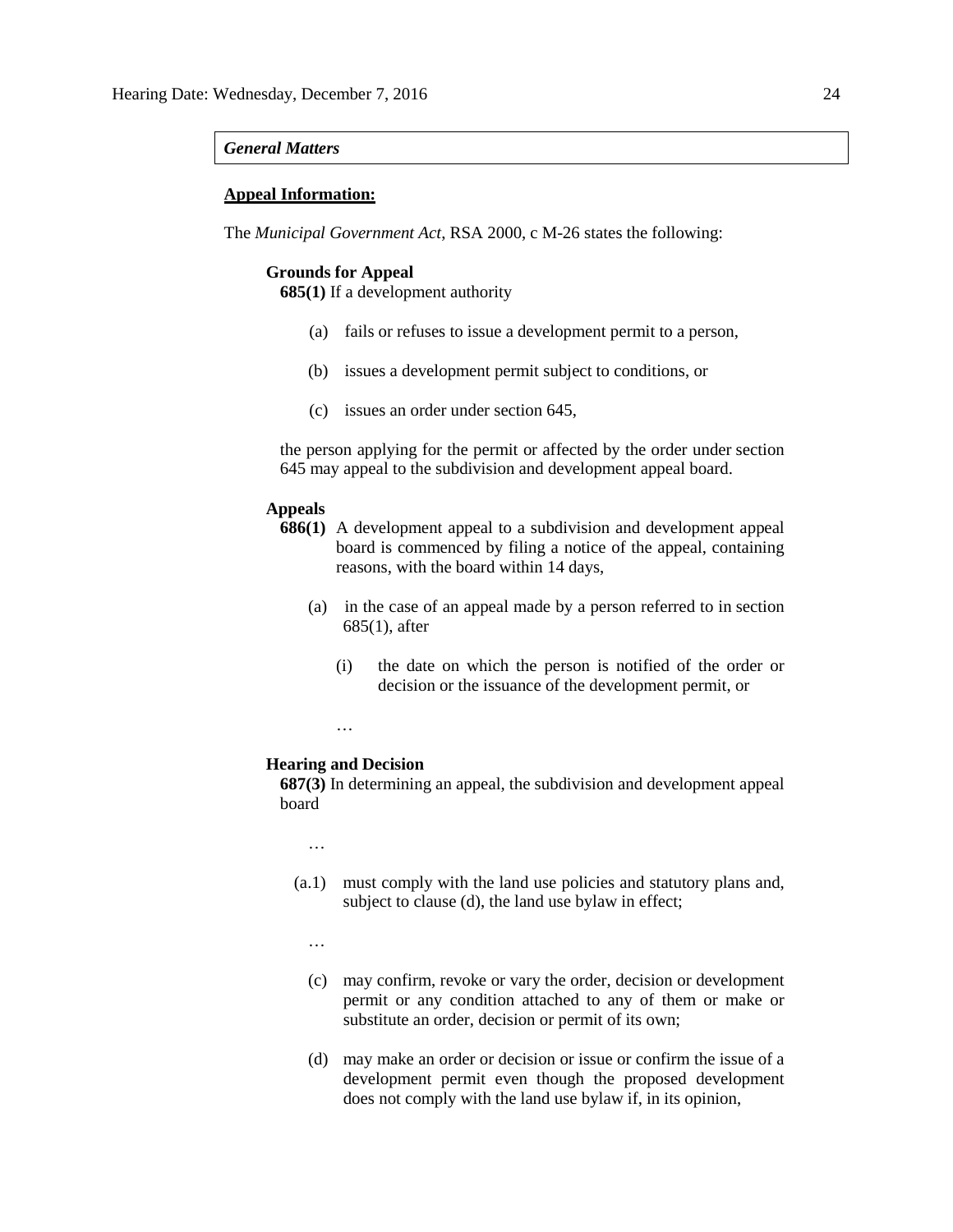***General Matters***

**Appeal Information:**

The *Municipal Government Act*, RSA 2000, c M-26 states the following:

**Grounds for Appeal**

**685(1)** If a development authority

(a) fails or refuses to issue a development permit to a person,

(b) issues a development permit subject to conditions, or

(c) issues an order under section 645,

the person applying for the permit or affected by the order under section 645 may appeal to the subdivision and development appeal board.

**Appeals**

**686(1)** A development appeal to a subdivision and development appeal board is commenced by filing a notice of the appeal, containing reasons, with the board within 14 days,

(a) in the case of an appeal made by a person referred to in section 685(1), after

(i) the date on which the person is notified of the order or decision or the issuance of the development permit, or

…

**Hearing and Decision**

**687(3)** In determining an appeal, the subdivision and development appeal board

…

(a.1) must comply with the land use policies and statutory plans and, subject to clause (d), the land use bylaw in effect;

…

(c) may confirm, revoke or vary the order, decision or development permit or any condition attached to any of them or make or substitute an order, decision or permit of its own;

(d) may make an order or decision or issue or confirm the issue of a development permit even though the proposed development does not comply with the land use bylaw if, in its opinion,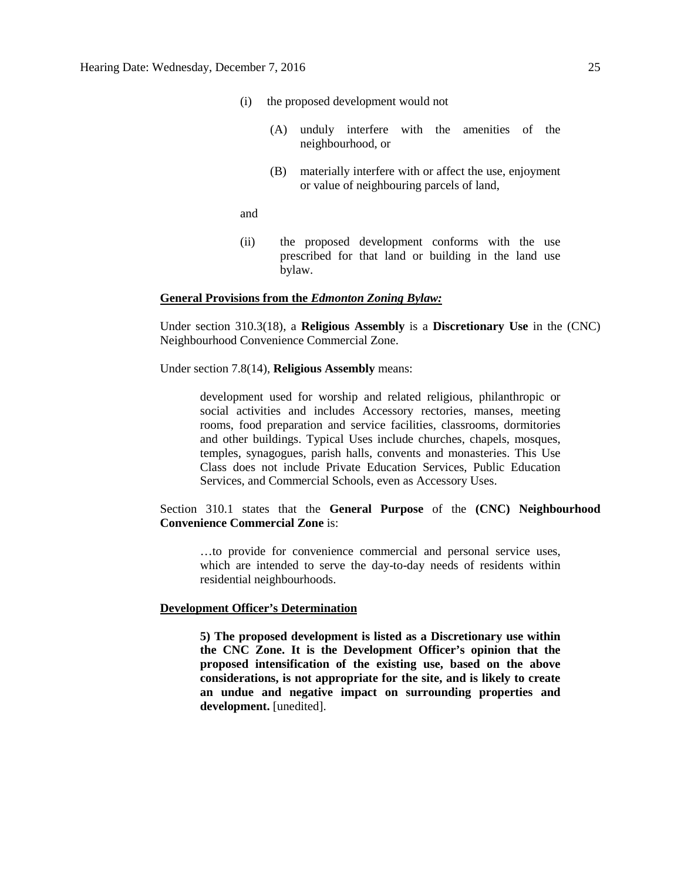(i) the proposed development would not

> (A) unduly interfere with the amenities of the neighbourhood, or
>
> (B) materially interfere with or affect the use, enjoyment or value of neighbouring parcels of land,

and

(ii) the proposed development conforms with the use prescribed for that land or building in the land use bylaw.

**General Provisions from the *Edmonton Zoning Bylaw:***

Under section 310.3(18), a **Religious Assembly** is a **Discretionary Use** in the (CNC) Neighbourhood Convenience Commercial Zone.

Under section 7.8(14), **Religious Assembly** means:

> development used for worship and related religious, philanthropic or social activities and includes Accessory rectories, manses, meeting rooms, food preparation and service facilities, classrooms, dormitories and other buildings. Typical Uses include churches, chapels, mosques, temples, synagogues, parish halls, convents and monasteries. This Use Class does not include Private Education Services, Public Education Services, and Commercial Schools, even as Accessory Uses.

Section 310.1 states that the **General Purpose** of the **(CNC) Neighbourhood Convenience Commercial Zone** is:

> …to provide for convenience commercial and personal service uses, which are intended to serve the day-to-day needs of residents within residential neighbourhoods.

**Development Officer's Determination**

> **5) The proposed development is listed as a Discretionary use within the CNC Zone. It is the Development Officer's opinion that the proposed intensification of the existing use, based on the above considerations, is not appropriate for the site, and is likely to create an undue and negative impact on surrounding properties and development.** [unedited].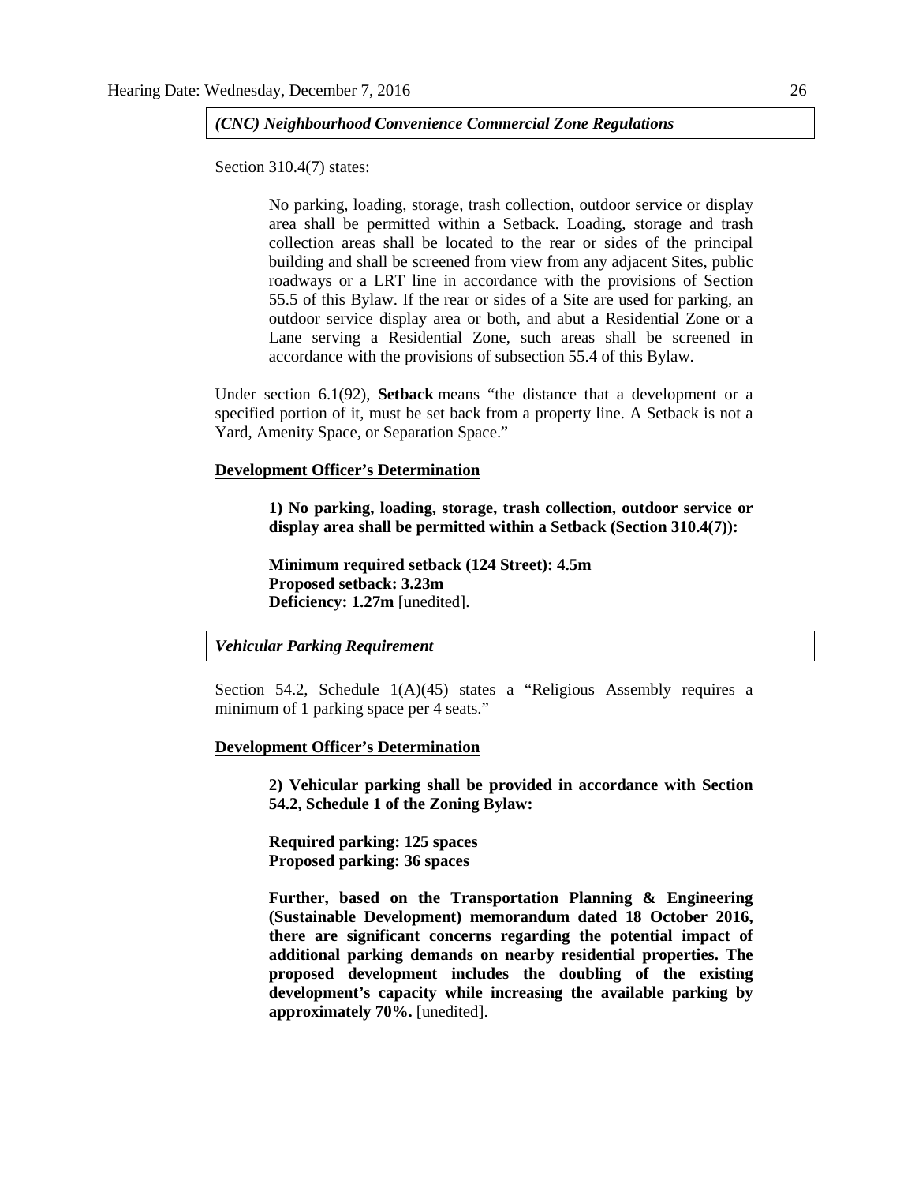*(CNC) Neighbourhood Convenience Commercial Zone Regulations*

Section 310.4(7) states:

> No parking, loading, storage, trash collection, outdoor service or display area shall be permitted within a Setback. Loading, storage and trash collection areas shall be located to the rear or sides of the principal building and shall be screened from view from any adjacent Sites, public roadways or a LRT line in accordance with the provisions of Section 55.5 of this Bylaw. If the rear or sides of a Site are used for parking, an outdoor service display area or both, and abut a Residential Zone or a Lane serving a Residential Zone, such areas shall be screened in accordance with the provisions of subsection 55.4 of this Bylaw.

Under section 6.1(92), **Setback** means "the distance that a development or a specified portion of it, must be set back from a property line. A Setback is not a Yard, Amenity Space, or Separation Space."

**Development Officer's Determination**

> **1) No parking, loading, storage, trash collection, outdoor service or display area shall be permitted within a Setback (Section 310.4(7)):**
>
> **Minimum required setback (124 Street): 4.5m**
> **Proposed setback: 3.23m**
> **Deficiency: 1.27m** [unedited].

*Vehicular Parking Requirement*

Section 54.2, Schedule 1(A)(45) states a "Religious Assembly requires a minimum of 1 parking space per 4 seats."

**Development Officer's Determination**

> **2) Vehicular parking shall be provided in accordance with Section 54.2, Schedule 1 of the Zoning Bylaw:**
>
> **Required parking: 125 spaces**
> **Proposed parking: 36 spaces**
>
> **Further, based on the Transportation Planning & Engineering (Sustainable Development) memorandum dated 18 October 2016, there are significant concerns regarding the potential impact of additional parking demands on nearby residential properties. The proposed development includes the doubling of the existing development's capacity while increasing the available parking by approximately 70%.** [unedited].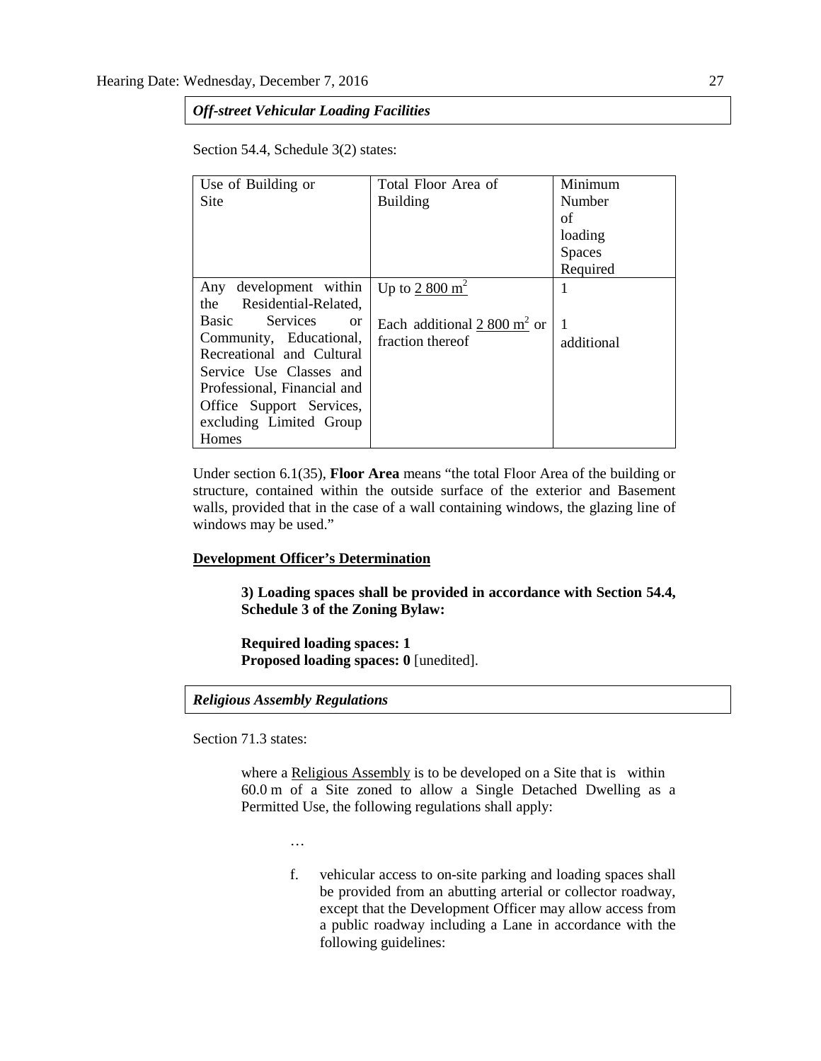***Off-street Vehicular Loading Facilities***

Section 54.4, Schedule 3(2) states:

| Use of Building or Site | Total Floor Area of Building | Minimum Number of loading Spaces Required |
|---|---|---|
| Any development within the Residential-Related, Basic Services or Community, Educational, Recreational and Cultural Service Use Classes and Professional, Financial and Office Support Services, excluding Limited Group Homes | Up to 2 800 $m^2$<br><br>Each additional 2 800 $m^2$ or fraction thereof | 1<br><br>1 additional |

Under section 6.1(35), **Floor Area** means "the total Floor Area of the building or structure, contained within the outside surface of the exterior and Basement walls, provided that in the case of a wall containing windows, the glazing line of windows may be used."

**Development Officer's Determination**

> **3) Loading spaces shall be provided in accordance with Section 54.4, Schedule 3 of the Zoning Bylaw:**
>
> **Required loading spaces: 1**
> **Proposed loading spaces: 0** [unedited].

***Religious Assembly Regulations***

Section 71.3 states:

> where a Religious Assembly is to be developed on a Site that is within 60.0 m of a Site zoned to allow a Single Detached Dwelling as a Permitted Use, the following regulations shall apply:
>
> …
>
> f. vehicular access to on-site parking and loading spaces shall be provided from an abutting arterial or collector roadway, except that the Development Officer may allow access from a public roadway including a Lane in accordance with the following guidelines: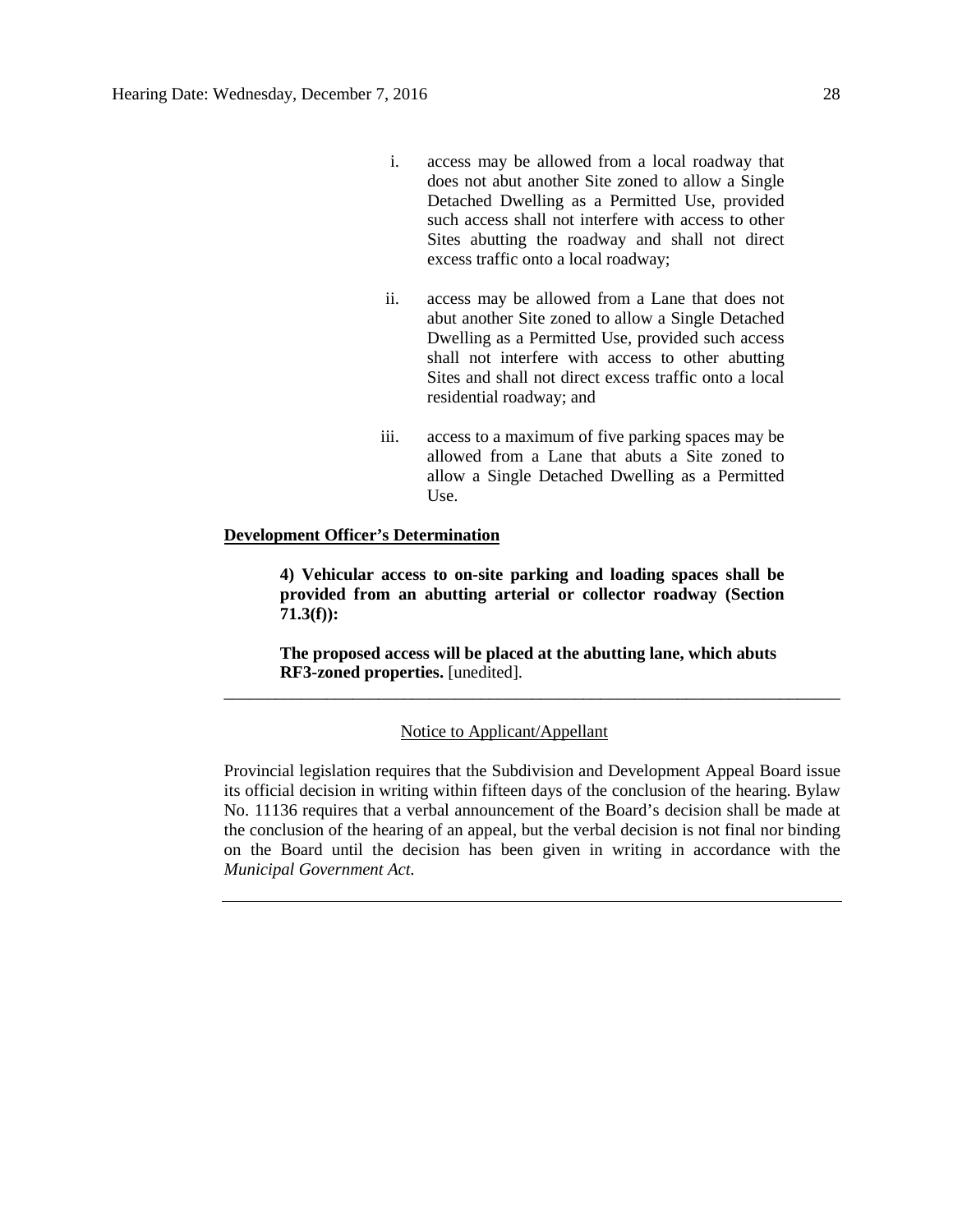i. access may be allowed from a local roadway that does not abut another Site zoned to allow a Single Detached Dwelling as a Permitted Use, provided such access shall not interfere with access to other Sites abutting the roadway and shall not direct excess traffic onto a local roadway;

ii. access may be allowed from a Lane that does not abut another Site zoned to allow a Single Detached Dwelling as a Permitted Use, provided such access shall not interfere with access to other abutting Sites and shall not direct excess traffic onto a local residential roadway; and

iii. access to a maximum of five parking spaces may be allowed from a Lane that abuts a Site zoned to allow a Single Detached Dwelling as a Permitted Use.

**Development Officer's Determination**

> **4) Vehicular access to on-site parking and loading spaces shall be provided from an abutting arterial or collector roadway (Section 71.3(f)):**
>
> **The proposed access will be placed at the abutting lane, which abuts RF3-zoned properties.** [unedited].

---

Notice to Applicant/Appellant

Provincial legislation requires that the Subdivision and Development Appeal Board issue its official decision in writing within fifteen days of the conclusion of the hearing. Bylaw No. 11136 requires that a verbal announcement of the Board's decision shall be made at the conclusion of the hearing of an appeal, but the verbal decision is not final nor binding on the Board until the decision has been given in writing in accordance with the *Municipal Government Act*.

---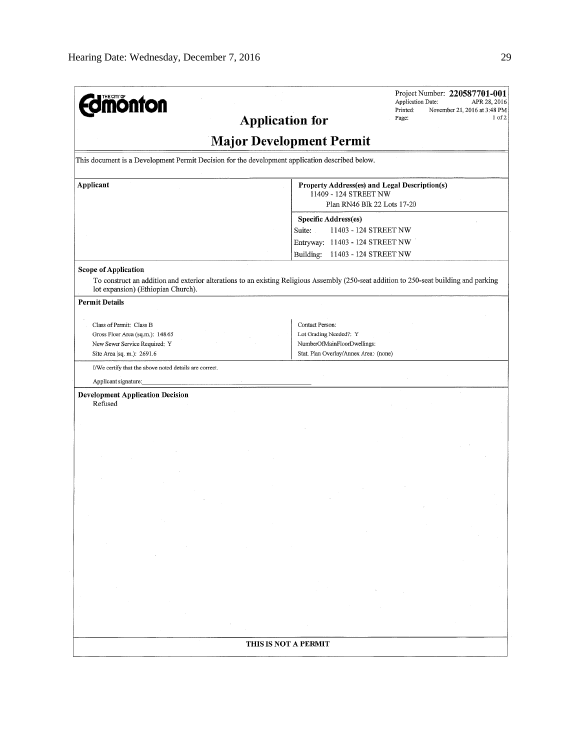**THE CITY OF Edmonton**

Project Number: **220587701-001**
Application Date: APR 28, 2016
Printed: November 21, 2016 at 3:48 PM
Page: 1 of 2

# Application for

# Major Development Permit

This document is a Development Permit Decision for the development application described below.

| Applicant | Property Address(es) and Legal Description(s) |
|---|---|
| | 11409 - 124 STREET NW<br>Plan RN46 Blk 22 Lots 17-20 |
| | **Specific Address(es)** |
| | Suite: 11403 - 124 STREET NW |
| | Entryway: 11403 - 124 STREET NW |
| | Building: 11403 - 124 STREET NW |

**Scope of Application**

To construct an addition and exterior alterations to an existing Religious Assembly (250-seat addition to 250-seat building and parking lot expansion) (Ethiopian Church).

**Permit Details**

| | |
|---|---|
| Class of Permit: Class B | Contact Person: |
| Gross Floor Area (sq.m.): 148.65 | Lot Grading Needed?: Y |
| New Sewer Service Required: Y | NumberOfMainFloorDwellings: |
| Site Area (sq. m.): 2691.6 | Stat. Plan Overlay/Annex Area: (none) |

I/We certify that the above noted details are correct.

Applicant signature:\_\_\_\_\_\_\_\_\_\_\_\_\_\_\_\_\_\_\_\_\_\_\_\_\_\_\_\_\_\_\_\_

**Development Application Decision**

Refused

THIS IS NOT A PERMIT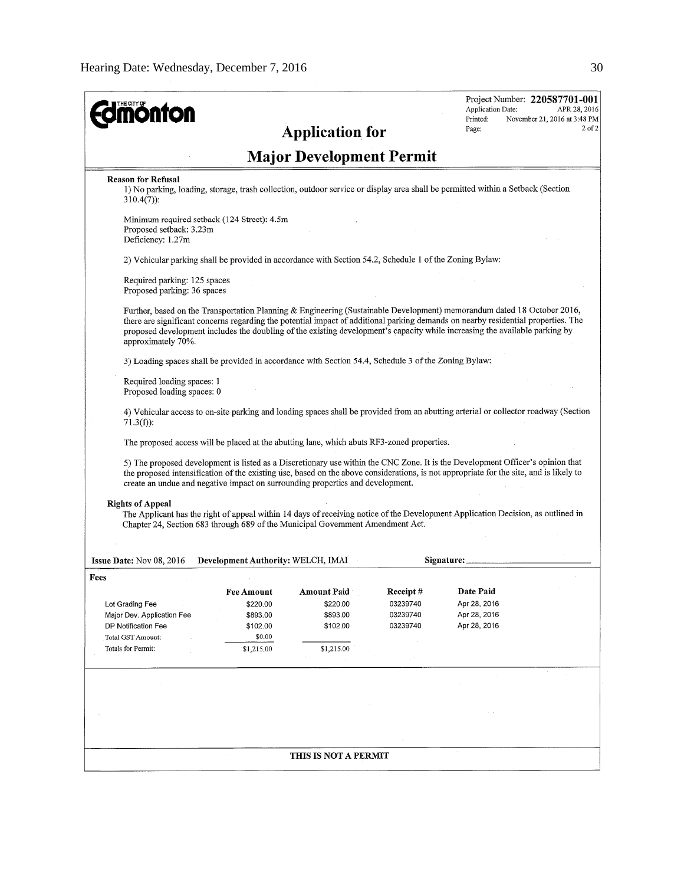**THE CITY OF Edmonton**

Project Number: **220587701-001**
Application Date: APR 28, 2016
Printed: November 21, 2016 at 3:48 PM
Page: 2 of 2

# Application for Major Development Permit

**Reason for Refusal**

1) No parking, loading, storage, trash collection, outdoor service or display area shall be permitted within a Setback (Section 310.4(7)):

Minimum required setback (124 Street): 4.5m
Proposed setback: 3.23m
Deficiency: 1.27m

2) Vehicular parking shall be provided in accordance with Section 54.2, Schedule 1 of the Zoning Bylaw:

Required parking: 125 spaces
Proposed parking: 36 spaces

Further, based on the Transportation Planning & Engineering (Sustainable Development) memorandum dated 18 October 2016, there are significant concerns regarding the potential impact of additional parking demands on nearby residential properties. The proposed development includes the doubling of the existing development's capacity while increasing the available parking by approximately 70%.

3) Loading spaces shall be provided in accordance with Section 54.4, Schedule 3 of the Zoning Bylaw:

Required loading spaces: 1
Proposed loading spaces: 0

4) Vehicular access to on-site parking and loading spaces shall be provided from an abutting arterial or collector roadway (Section 71.3(f)):

The proposed access will be placed at the abutting lane, which abuts RF3-zoned properties.

5) The proposed development is listed as a Discretionary use within the CNC Zone. It is the Development Officer's opinion that the proposed intensification of the existing use, based on the above considerations, is not appropriate for the site, and is likely to create an undue and negative impact on surrounding properties and development.

**Rights of Appeal**

The Applicant has the right of appeal within 14 days of receiving notice of the Development Application Decision, as outlined in Chapter 24, Section 683 through 689 of the Municipal Government Amendment Act.

**Issue Date:** Nov 08, 2016 **Development Authority:** WELCH, IMAI **Signature:** \_\_\_\_\_\_\_\_\_\_

**Fees**

| | Fee Amount | Amount Paid | Receipt # | Date Paid |
|---|---|---|---|---|
| Lot Grading Fee | $220.00 | $220.00 | 03239740 | Apr 28, 2016 |
| Major Dev. Application Fee | $893.00 | $893.00 | 03239740 | Apr 28, 2016 |
| DP Notification Fee | $102.00 | $102.00 | 03239740 | Apr 28, 2016 |
| Total GST Amount: | $0.00 | | | |
| Totals for Permit: | $1,215.00 | $1,215.00 | | |

**THIS IS NOT A PERMIT**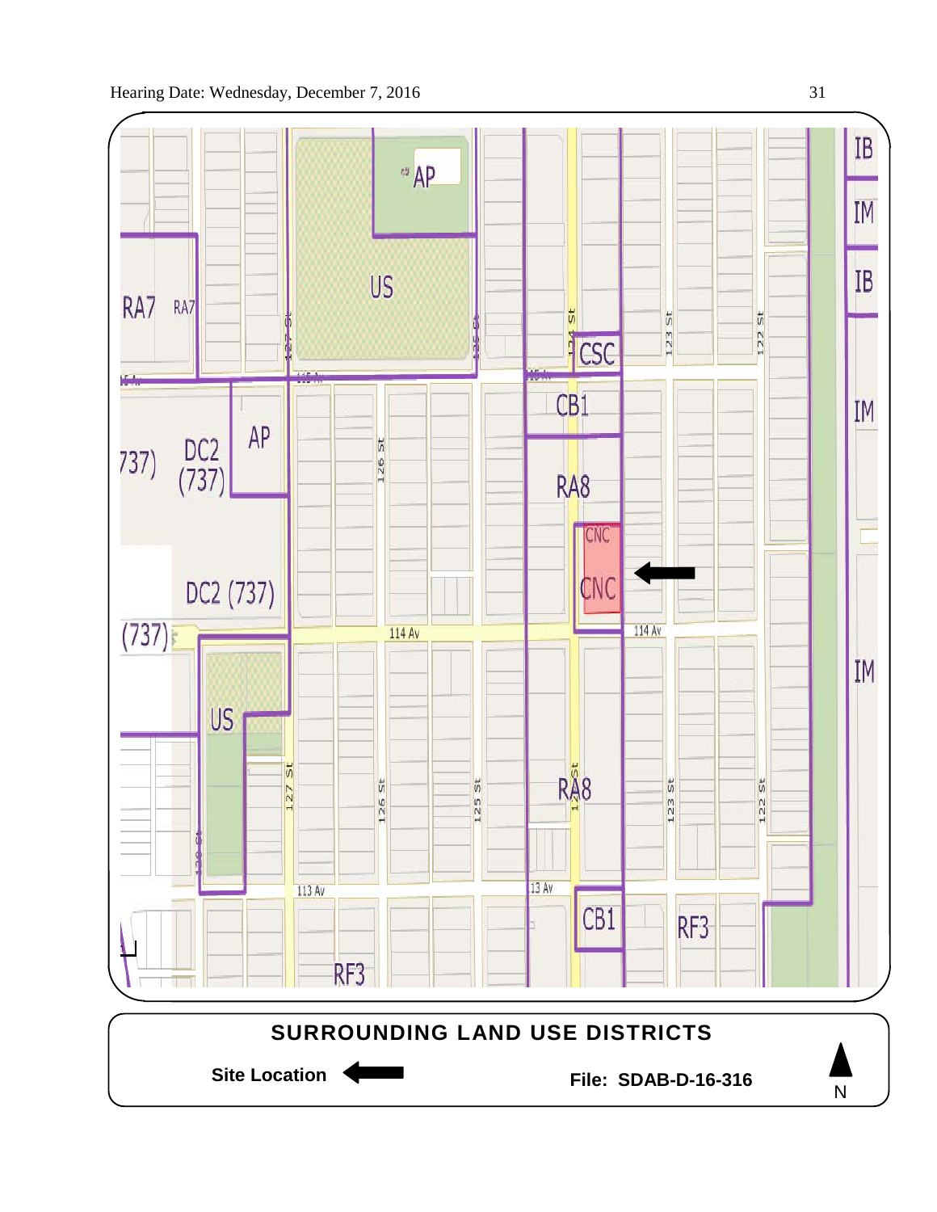## SURROUNDING LAND USE DISTRICTS

**Site Location** ⬅

**File: SDAB-D-16-316**

N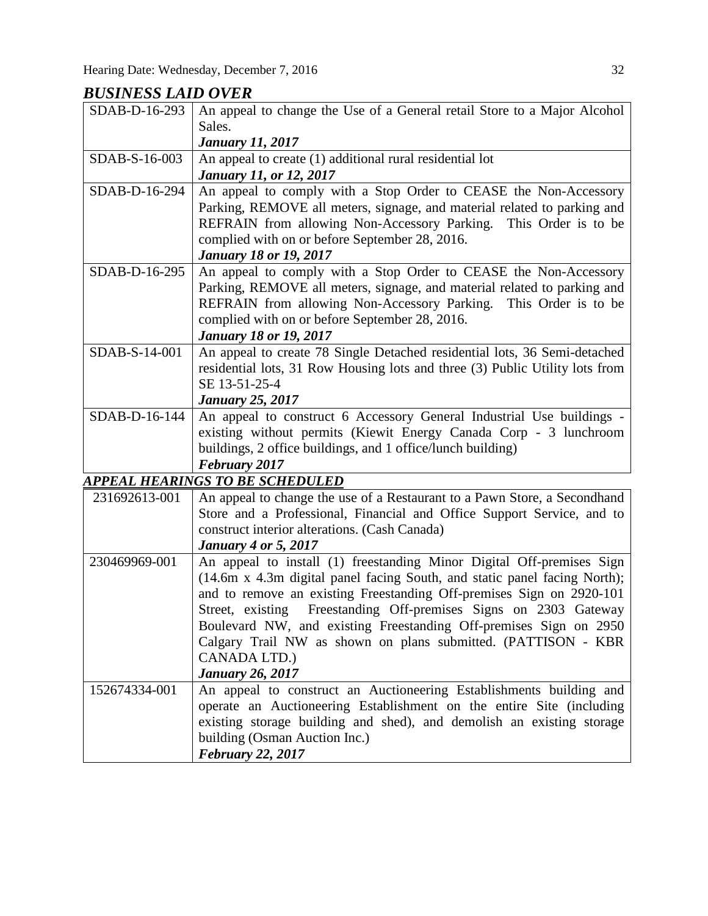## *BUSINESS LAID OVER*

| | |
|---|---|
| SDAB-D-16-293 | An appeal to change the Use of a General retail Store to a Major Alcohol Sales.<br>***January 11, 2017*** |
| SDAB-S-16-003 | An appeal to create (1) additional rural residential lot<br>***January 11, or 12, 2017*** |
| SDAB-D-16-294 | An appeal to comply with a Stop Order to CEASE the Non-Accessory Parking, REMOVE all meters, signage, and material related to parking and REFRAIN from allowing Non-Accessory Parking. This Order is to be complied with on or before September 28, 2016.<br>***January 18 or 19, 2017*** |
| SDAB-D-16-295 | An appeal to comply with a Stop Order to CEASE the Non-Accessory Parking, REMOVE all meters, signage, and material related to parking and REFRAIN from allowing Non-Accessory Parking. This Order is to be complied with on or before September 28, 2016.<br>***January 18 or 19, 2017*** |
| SDAB-S-14-001 | An appeal to create 78 Single Detached residential lots, 36 Semi-detached residential lots, 31 Row Housing lots and three (3) Public Utility lots from SE 13-51-25-4<br>***January 25, 2017*** |
| SDAB-D-16-144 | An appeal to construct 6 Accessory General Industrial Use buildings - existing without permits (Kiewit Energy Canada Corp - 3 lunchroom buildings, 2 office buildings, and 1 office/lunch building)<br>***February 2017*** |

## ***APPEAL HEARINGS TO BE SCHEDULED***

| | |
|---|---|
| 231692613-001 | An appeal to change the use of a Restaurant to a Pawn Store, a Secondhand Store and a Professional, Financial and Office Support Service, and to construct interior alterations. (Cash Canada)<br>***January 4 or 5, 2017*** |
| 230469969-001 | An appeal to install (1) freestanding Minor Digital Off-premises Sign (14.6m x 4.3m digital panel facing South, and static panel facing North); and to remove an existing Freestanding Off-premises Sign on 2920-101 Street, existing Freestanding Off-premises Signs on 2303 Gateway Boulevard NW, and existing Freestanding Off-premises Sign on 2950 Calgary Trail NW as shown on plans submitted. (PATTISON - KBR CANADA LTD.)<br>***January 26, 2017*** |
| 152674334-001 | An appeal to construct an Auctioneering Establishments building and operate an Auctioneering Establishment on the entire Site (including existing storage building and shed), and demolish an existing storage building (Osman Auction Inc.)<br>***February 22, 2017*** |